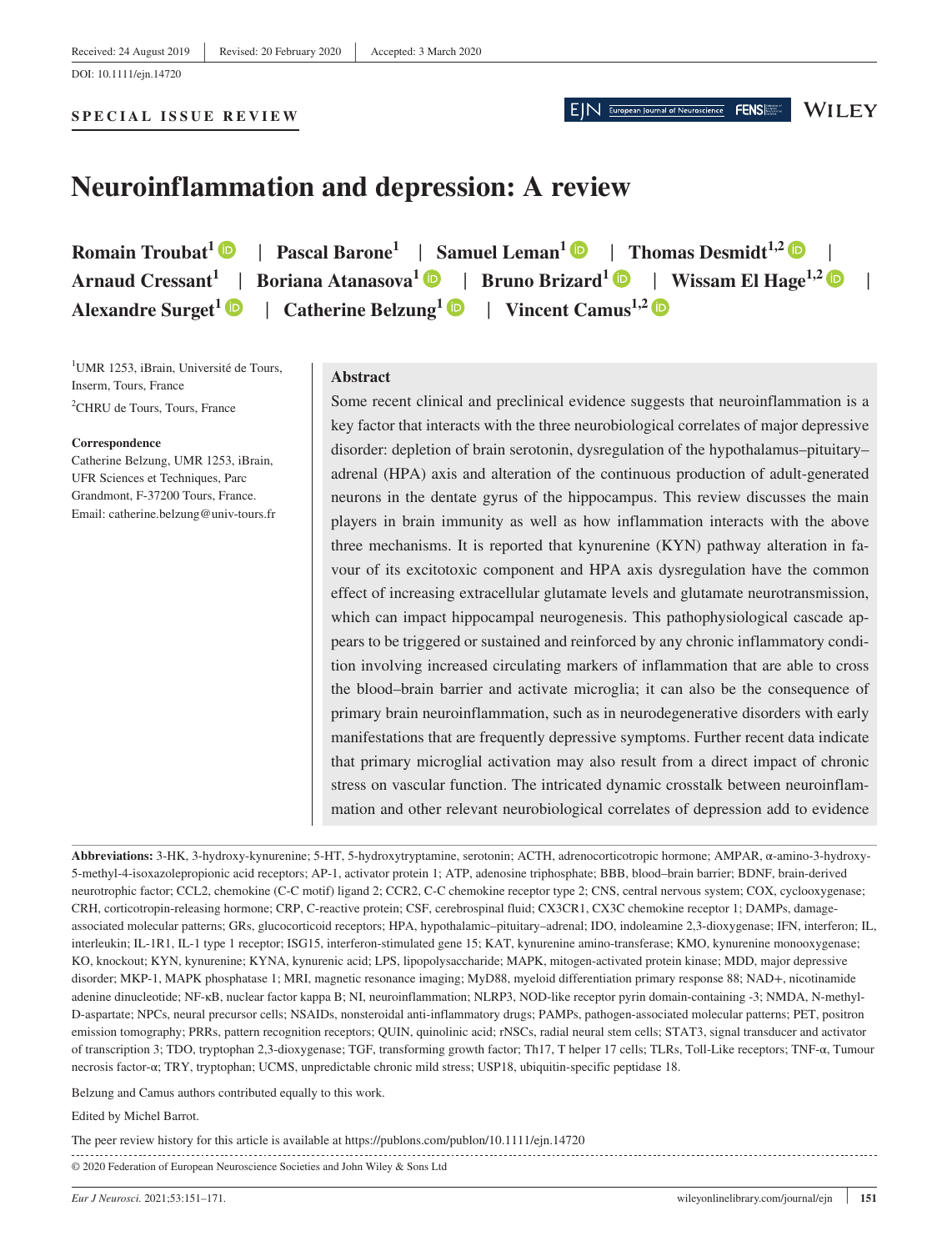Received: 24 August 2019 | Revised: 20 February 2020 | Accepted: 3 March 2020

DOI: 10.1111/ejn.14720

**SPECIAL ISSUE REVIEW**

# Neuroinflammation and depression: A review

**Romain Troubat[1] | Pascal Barone[1] | Samuel Leman[1] | Thomas Desmidt[1,2] | Arnaud Cressant[1] | Boriana Atanasova[1] | Bruno Brizard[1] | Wissam El Hage[1,2] | Alexandre Surget[1] | Catherine Belzung[1] | Vincent Camus[1,2]**

[1]UMR 1253, iBrain, Université de Tours, Inserm, Tours, France

[2]CHRU de Tours, Tours, France

**Correspondence**
Catherine Belzung, UMR 1253, iBrain, UFR Sciences et Techniques, Parc Grandmont, F-37200 Tours, France.
Email: catherine.belzung@univ-tours.fr

## Abstract

Some recent clinical and preclinical evidence suggests that neuroinflammation is a key factor that interacts with the three neurobiological correlates of major depressive disorder: depletion of brain serotonin, dysregulation of the hypothalamus–pituitary–adrenal (HPA) axis and alteration of the continuous production of adult-generated neurons in the dentate gyrus of the hippocampus. This review discusses the main players in brain immunity as well as how inflammation interacts with the above three mechanisms. It is reported that kynurenine (KYN) pathway alteration in favour of its excitotoxic component and HPA axis dysregulation have the common effect of increasing extracellular glutamate levels and glutamate neurotransmission, which can impact hippocampal neurogenesis. This pathophysiological cascade appears to be triggered or sustained and reinforced by any chronic inflammatory condition involving increased circulating markers of inflammation that are able to cross the blood–brain barrier and activate microglia; it can also be the consequence of primary brain neuroinflammation, such as in neurodegenerative disorders with early manifestations that are frequently depressive symptoms. Further recent data indicate that primary microglial activation may also result from a direct impact of chronic stress on vascular function. The intricated dynamic crosstalk between neuroinflammation and other relevant neurobiological correlates of depression add to evidence

**Abbreviations:** 3-HK, 3-hydroxy-kynurenine; 5-HT, 5-hydroxytryptamine, serotonin; ACTH, adrenocorticotropic hormone; AMPAR, α-amino-3-hydroxy-5-methyl-4-isoxazolepropionic acid receptors; AP-1, activator protein 1; ATP, adenosine triphosphate; BBB, blood–brain barrier; BDNF, brain-derived neurotrophic factor; CCL2, chemokine (C-C motif) ligand 2; CCR2, C-C chemokine receptor type 2; CNS, central nervous system; COX, cyclooxygenase; CRH, corticotropin-releasing hormone; CRP, C-reactive protein; CSF, cerebrospinal fluid; CX3CR1, CX3C chemokine receptor 1; DAMPs, damage-associated molecular patterns; GRs, glucocorticoid receptors; HPA, hypothalamic–pituitary–adrenal; IDO, indoleamine 2,3-dioxygenase; IFN, interferon; IL, interleukin; IL-1R1, IL-1 type 1 receptor; ISG15, interferon-stimulated gene 15; KAT, kynurenine amino-transferase; KMO, kynurenine monooxygenase; KO, knockout; KYN, kynurenine; KYNA, kynurenic acid; LPS, lipopolysaccharide; MAPK, mitogen-activated protein kinase; MDD, major depressive disorder; MKP-1, MAPK phosphatase 1; MRI, magnetic resonance imaging; MyD88, myeloid differentiation primary response 88; NAD+, nicotinamide adenine dinucleotide; NF-κB, nuclear factor kappa B; NI, neuroinflammation; NLRP3, NOD-like receptor pyrin domain-containing -3; NMDA, N-methyl-D-aspartate; NPCs, neural precursor cells; NSAIDs, nonsteroidal anti-inflammatory drugs; PAMPs, pathogen-associated molecular patterns; PET, positron emission tomography; PRRs, pattern recognition receptors; QUIN, quinolinic acid; rNSCs, radial neural stem cells; STAT3, signal transducer and activator of transcription 3; TDO, tryptophan 2,3-dioxygenase; TGF, transforming growth factor; Th17, T helper 17 cells; TLRs, Toll-Like receptors; TNF-α, Tumour necrosis factor-α; TRY, tryptophan; UCMS, unpredictable chronic mild stress; USP18, ubiquitin-specific peptidase 18.

Belzung and Camus authors contributed equally to this work.

Edited by Michel Barrot.

The peer review history for this article is available at https://publons.com/publon/10.1111/ejn.14720

© 2020 Federation of European Neuroscience Societies and John Wiley & Sons Ltd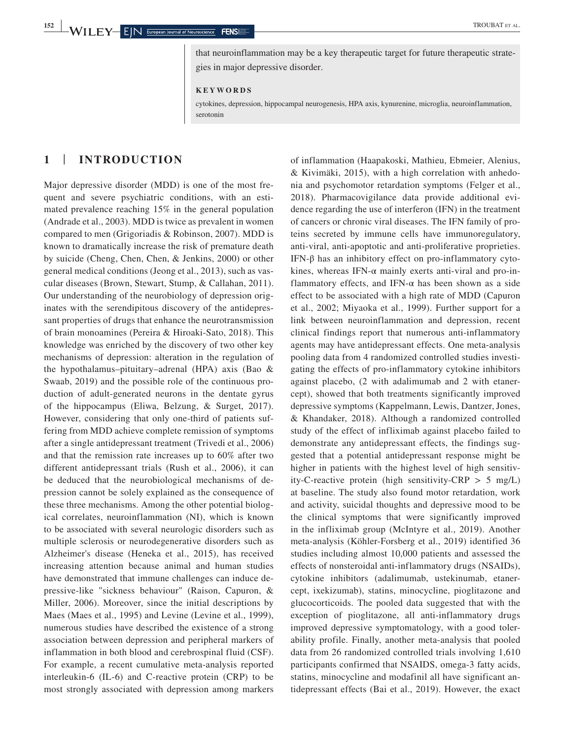that neuroinflammation may be a key therapeutic target for future therapeutic strategies in major depressive disorder.

**KEYWORDS**

cytokines, depression, hippocampal neurogenesis, HPA axis, kynurenine, microglia, neuroinflammation, serotonin

## 1 | INTRODUCTION

Major depressive disorder (MDD) is one of the most frequent and severe psychiatric conditions, with an estimated prevalence reaching 15% in the general population (Andrade et al., 2003). MDD is twice as prevalent in women compared to men (Grigoriadis & Robinson, 2007). MDD is known to dramatically increase the risk of premature death by suicide (Cheng, Chen, Chen, & Jenkins, 2000) or other general medical conditions (Jeong et al., 2013), such as vascular diseases (Brown, Stewart, Stump, & Callahan, 2011). Our understanding of the neurobiology of depression originates with the serendipitous discovery of the antidepressant properties of drugs that enhance the neurotransmission of brain monoamines (Pereira & Hiroaki-Sato, 2018). This knowledge was enriched by the discovery of two other key mechanisms of depression: alteration in the regulation of the hypothalamus–pituitary–adrenal (HPA) axis (Bao & Swaab, 2019) and the possible role of the continuous production of adult-generated neurons in the dentate gyrus of the hippocampus (Eliwa, Belzung, & Surget, 2017). However, considering that only one-third of patients suffering from MDD achieve complete remission of symptoms after a single antidepressant treatment (Trivedi et al., 2006) and that the remission rate increases up to 60% after two different antidepressant trials (Rush et al., 2006), it can be deduced that the neurobiological mechanisms of depression cannot be solely explained as the consequence of these three mechanisms. Among the other potential biological correlates, neuroinflammation (NI), which is known to be associated with several neurologic disorders such as multiple sclerosis or neurodegenerative disorders such as Alzheimer's disease (Heneka et al., 2015), has received increasing attention because animal and human studies have demonstrated that immune challenges can induce depressive-like "sickness behaviour" (Raison, Capuron, & Miller, 2006). Moreover, since the initial descriptions by Maes (Maes et al., 1995) and Levine (Levine et al., 1999), numerous studies have described the existence of a strong association between depression and peripheral markers of inflammation in both blood and cerebrospinal fluid (CSF). For example, a recent cumulative meta-analysis reported interleukin-6 (IL-6) and C-reactive protein (CRP) to be most strongly associated with depression among markers of inflammation (Haapakoski, Mathieu, Ebmeier, Alenius, & Kivimäki, 2015), with a high correlation with anhedonia and psychomotor retardation symptoms (Felger et al., 2018). Pharmacovigilance data provide additional evidence regarding the use of interferon (IFN) in the treatment of cancers or chronic viral diseases. The IFN family of proteins secreted by immune cells have immunoregulatory, anti-viral, anti-apoptotic and anti-proliferative proprieties. IFN-β has an inhibitory effect on pro-inflammatory cytokines, whereas IFN-α mainly exerts anti-viral and pro-inflammatory effects, and IFN-α has been shown as a side effect to be associated with a high rate of MDD (Capuron et al., 2002; Miyaoka et al., 1999). Further support for a link between neuroinflammation and depression, recent clinical findings report that numerous anti-inflammatory agents may have antidepressant effects. One meta-analysis pooling data from 4 randomized controlled studies investigating the effects of pro-inflammatory cytokine inhibitors against placebo, (2 with adalimumab and 2 with etanercept), showed that both treatments significantly improved depressive symptoms (Kappelmann, Lewis, Dantzer, Jones, & Khandaker, 2018). Although a randomized controlled study of the effect of infliximab against placebo failed to demonstrate any antidepressant effects, the findings suggested that a potential antidepressant response might be higher in patients with the highest level of high sensitivity-C-reactive protein (high sensitivity-CRP > 5 mg/L) at baseline. The study also found motor retardation, work and activity, suicidal thoughts and depressive mood to be the clinical symptoms that were significantly improved in the infliximab group (McIntyre et al., 2019). Another meta-analysis (Köhler-Forsberg et al., 2019) identified 36 studies including almost 10,000 patients and assessed the effects of nonsteroidal anti-inflammatory drugs (NSAIDs), cytokine inhibitors (adalimumab, ustekinumab, etanercept, ixekizumab), statins, minocycline, pioglitazone and glucocorticoids. The pooled data suggested that with the exception of pioglitazone, all anti-inflammatory drugs improved depressive symptomatology, with a good tolerability profile. Finally, another meta-analysis that pooled data from 26 randomized controlled trials involving 1,610 participants confirmed that NSAIDS, omega-3 fatty acids, statins, minocycline and modafinil all have significant antidepressant effects (Bai et al., 2019). However, the exact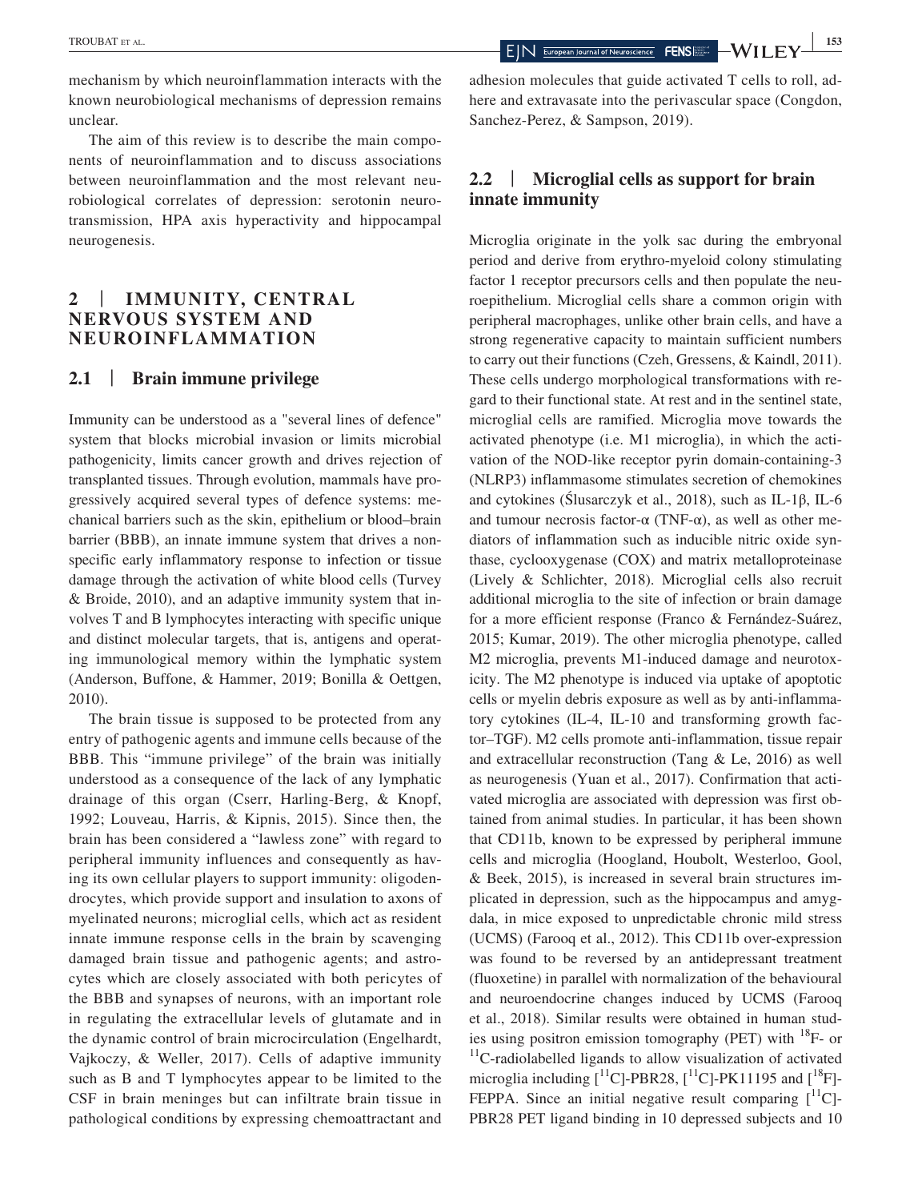mechanism by which neuroinflammation interacts with the known neurobiological mechanisms of depression remains unclear.

The aim of this review is to describe the main components of neuroinflammation and to discuss associations between neuroinflammation and the most relevant neurobiological correlates of depression: serotonin neurotransmission, HPA axis hyperactivity and hippocampal neurogenesis.

## 2 | IMMUNITY, CENTRAL NERVOUS SYSTEM AND NEUROINFLAMMATION

### 2.1 | Brain immune privilege

Immunity can be understood as a "several lines of defence" system that blocks microbial invasion or limits microbial pathogenicity, limits cancer growth and drives rejection of transplanted tissues. Through evolution, mammals have progressively acquired several types of defence systems: mechanical barriers such as the skin, epithelium or blood–brain barrier (BBB), an innate immune system that drives a nonspecific early inflammatory response to infection or tissue damage through the activation of white blood cells (Turvey & Broide, 2010), and an adaptive immunity system that involves T and B lymphocytes interacting with specific unique and distinct molecular targets, that is, antigens and operating immunological memory within the lymphatic system (Anderson, Buffone, & Hammer, 2019; Bonilla & Oettgen, 2010).

The brain tissue is supposed to be protected from any entry of pathogenic agents and immune cells because of the BBB. This "immune privilege" of the brain was initially understood as a consequence of the lack of any lymphatic drainage of this organ (Cserr, Harling-Berg, & Knopf, 1992; Louveau, Harris, & Kipnis, 2015). Since then, the brain has been considered a "lawless zone" with regard to peripheral immunity influences and consequently as having its own cellular players to support immunity: oligodendrocytes, which provide support and insulation to axons of myelinated neurons; microglial cells, which act as resident innate immune response cells in the brain by scavenging damaged brain tissue and pathogenic agents; and astrocytes which are closely associated with both pericytes of the BBB and synapses of neurons, with an important role in regulating the extracellular levels of glutamate and in the dynamic control of brain microcirculation (Engelhardt, Vajkoczy, & Weller, 2017). Cells of adaptive immunity such as B and T lymphocytes appear to be limited to the CSF in brain meninges but can infiltrate brain tissue in pathological conditions by expressing chemoattractant and adhesion molecules that guide activated T cells to roll, adhere and extravasate into the perivascular space (Congdon, Sanchez-Perez, & Sampson, 2019).

### 2.2 | Microglial cells as support for brain innate immunity

Microglia originate in the yolk sac during the embryonal period and derive from erythro-myeloid colony stimulating factor 1 receptor precursors cells and then populate the neuroepithelium. Microglial cells share a common origin with peripheral macrophages, unlike other brain cells, and have a strong regenerative capacity to maintain sufficient numbers to carry out their functions (Czeh, Gressens, & Kaindl, 2011). These cells undergo morphological transformations with regard to their functional state. At rest and in the sentinel state, microglial cells are ramified. Microglia move towards the activated phenotype (i.e. M1 microglia), in which the activation of the NOD-like receptor pyrin domain-containing-3 (NLRP3) inflammasome stimulates secretion of chemokines and cytokines (Ślusarczyk et al., 2018), such as IL-1β, IL-6 and tumour necrosis factor-α (TNF-α), as well as other mediators of inflammation such as inducible nitric oxide synthase, cyclooxygenase (COX) and matrix metalloproteinase (Lively & Schlichter, 2018). Microglial cells also recruit additional microglia to the site of infection or brain damage for a more efficient response (Franco & Fernández-Suárez, 2015; Kumar, 2019). The other microglia phenotype, called M2 microglia, prevents M1-induced damage and neurotoxicity. The M2 phenotype is induced via uptake of apoptotic cells or myelin debris exposure as well as by anti-inflammatory cytokines (IL-4, IL-10 and transforming growth factor–TGF). M2 cells promote anti-inflammation, tissue repair and extracellular reconstruction (Tang & Le, 2016) as well as neurogenesis (Yuan et al., 2017). Confirmation that activated microglia are associated with depression was first obtained from animal studies. In particular, it has been shown that CD11b, known to be expressed by peripheral immune cells and microglia (Hoogland, Houbolt, Westerloo, Gool, & Beek, 2015), is increased in several brain structures implicated in depression, such as the hippocampus and amygdala, in mice exposed to unpredictable chronic mild stress (UCMS) (Farooq et al., 2012). This CD11b over-expression was found to be reversed by an antidepressant treatment (fluoxetine) in parallel with normalization of the behavioural and neuroendocrine changes induced by UCMS (Farooq et al., 2018). Similar results were obtained in human studies using positron emission tomography (PET) with $^{18}$F- or $^{11}$C-radiolabelled ligands to allow visualization of activated microglia including [$^{11}$C]-PBR28, [$^{11}$C]-PK11195 and [$^{18}$F]-FEPPA. Since an initial negative result comparing [$^{11}$C]-PBR28 PET ligand binding in 10 depressed subjects and 10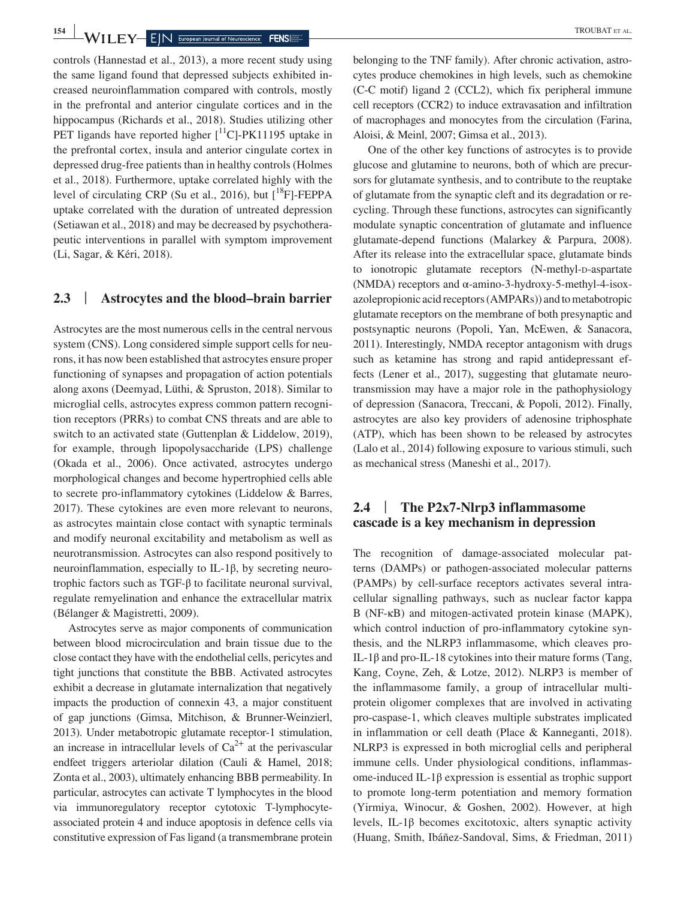controls (Hannestad et al., 2013), a more recent study using the same ligand found that depressed subjects exhibited increased neuroinflammation compared with controls, mostly in the prefrontal and anterior cingulate cortices and in the hippocampus (Richards et al., 2018). Studies utilizing other PET ligands have reported higher [$^{11}$C]-PK11195 uptake in the prefrontal cortex, insula and anterior cingulate cortex in depressed drug-free patients than in healthy controls (Holmes et al., 2018). Furthermore, uptake correlated highly with the level of circulating CRP (Su et al., 2016), but [$^{18}$F]-FEPPA uptake correlated with the duration of untreated depression (Setiawan et al., 2018) and may be decreased by psychotherapeutic interventions in parallel with symptom improvement (Li, Sagar, & Kéri, 2018).

## 2.3 | Astrocytes and the blood–brain barrier

Astrocytes are the most numerous cells in the central nervous system (CNS). Long considered simple support cells for neurons, it has now been established that astrocytes ensure proper functioning of synapses and propagation of action potentials along axons (Deemyad, Lüthi, & Spruston, 2018). Similar to microglial cells, astrocytes express common pattern recognition receptors (PRRs) to combat CNS threats and are able to switch to an activated state (Guttenplan & Liddelow, 2019), for example, through lipopolysaccharide (LPS) challenge (Okada et al., 2006). Once activated, astrocytes undergo morphological changes and become hypertrophied cells able to secrete pro-inflammatory cytokines (Liddelow & Barres, 2017). These cytokines are even more relevant to neurons, as astrocytes maintain close contact with synaptic terminals and modify neuronal excitability and metabolism as well as neurotransmission. Astrocytes can also respond positively to neuroinflammation, especially to IL-1β, by secreting neurotrophic factors such as TGF-β to facilitate neuronal survival, regulate remyelination and enhance the extracellular matrix (Bélanger & Magistretti, 2009).

Astrocytes serve as major components of communication between blood microcirculation and brain tissue due to the close contact they have with the endothelial cells, pericytes and tight junctions that constitute the BBB. Activated astrocytes exhibit a decrease in glutamate internalization that negatively impacts the production of connexin 43, a major constituent of gap junctions (Gimsa, Mitchison, & Brunner-Weinzierl, 2013). Under metabotropic glutamate receptor-1 stimulation, an increase in intracellular levels of $Ca^{2+}$ at the perivascular endfeet triggers arteriolar dilation (Cauli & Hamel, 2018; Zonta et al., 2003), ultimately enhancing BBB permeability. In particular, astrocytes can activate T lymphocytes in the blood via immunoregulatory receptor cytotoxic T-lymphocyte-associated protein 4 and induce apoptosis in defence cells via constitutive expression of Fas ligand (a transmembrane protein belonging to the TNF family). After chronic activation, astrocytes produce chemokines in high levels, such as chemokine (C-C motif) ligand 2 (CCL2), which fix peripheral immune cell receptors (CCR2) to induce extravasation and infiltration of macrophages and monocytes from the circulation (Farina, Aloisi, & Meinl, 2007; Gimsa et al., 2013).

One of the other key functions of astrocytes is to provide glucose and glutamine to neurons, both of which are precursors for glutamate synthesis, and to contribute to the reuptake of glutamate from the synaptic cleft and its degradation or recycling. Through these functions, astrocytes can significantly modulate synaptic concentration of glutamate and influence glutamate-depend functions (Malarkey & Parpura, 2008). After its release into the extracellular space, glutamate binds to ionotropic glutamate receptors (N-methyl-D-aspartate (NMDA) receptors and α-amino-3-hydroxy-5-methyl-4-isoxazolepropionic acid receptors (AMPARs)) and to metabotropic glutamate receptors on the membrane of both presynaptic and postsynaptic neurons (Popoli, Yan, McEwen, & Sanacora, 2011). Interestingly, NMDA receptor antagonism with drugs such as ketamine has strong and rapid antidepressant effects (Lener et al., 2017), suggesting that glutamate neurotransmission may have a major role in the pathophysiology of depression (Sanacora, Treccani, & Popoli, 2012). Finally, astrocytes are also key providers of adenosine triphosphate (ATP), which has been shown to be released by astrocytes (Lalo et al., 2014) following exposure to various stimuli, such as mechanical stress (Maneshi et al., 2017).

## 2.4 | The P2x7-Nlrp3 inflammasome cascade is a key mechanism in depression

The recognition of damage-associated molecular patterns (DAMPs) or pathogen-associated molecular patterns (PAMPs) by cell-surface receptors activates several intracellular signalling pathways, such as nuclear factor kappa B (NF-κB) and mitogen-activated protein kinase (MAPK), which control induction of pro-inflammatory cytokine synthesis, and the NLRP3 inflammasome, which cleaves pro-IL-1β and pro-IL-18 cytokines into their mature forms (Tang, Kang, Coyne, Zeh, & Lotze, 2012). NLRP3 is member of the inflammasome family, a group of intracellular multiprotein oligomer complexes that are involved in activating pro-caspase-1, which cleaves multiple substrates implicated in inflammation or cell death (Place & Kanneganti, 2018). NLRP3 is expressed in both microglial cells and peripheral immune cells. Under physiological conditions, inflammasome-induced IL-1β expression is essential as trophic support to promote long-term potentiation and memory formation (Yirmiya, Winocur, & Goshen, 2002). However, at high levels, IL-1β becomes excitotoxic, alters synaptic activity (Huang, Smith, Ibáñez-Sandoval, Sims, & Friedman, 2011)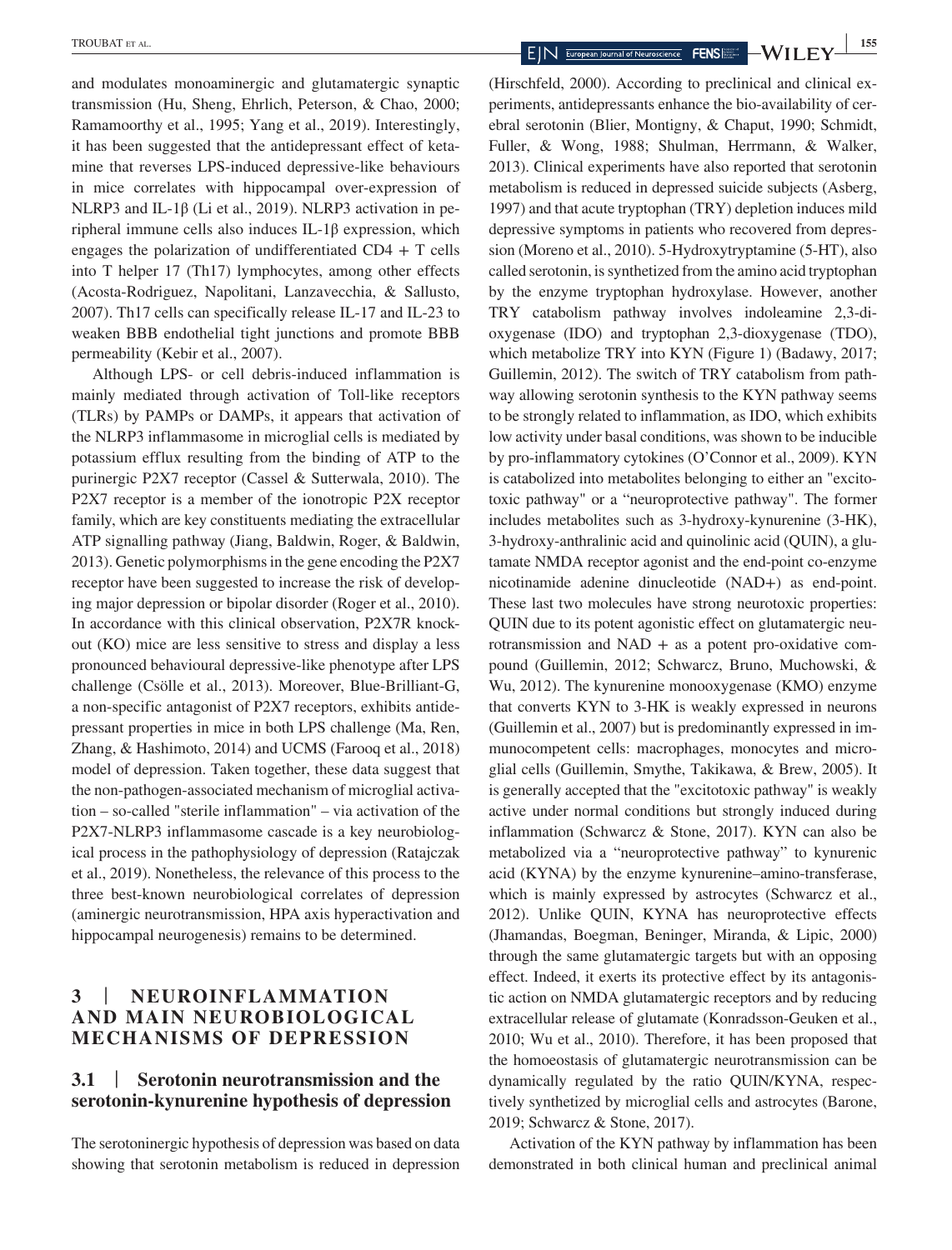and modulates monoaminergic and glutamatergic synaptic transmission (Hu, Sheng, Ehrlich, Peterson, & Chao, 2000; Ramamoorthy et al., 1995; Yang et al., 2019). Interestingly, it has been suggested that the antidepressant effect of ketamine that reverses LPS-induced depressive-like behaviours in mice correlates with hippocampal over-expression of NLRP3 and IL-1β (Li et al., 2019). NLRP3 activation in peripheral immune cells also induces IL-1β expression, which engages the polarization of undifferentiated CD4 + T cells into T helper 17 (Th17) lymphocytes, among other effects (Acosta-Rodriguez, Napolitani, Lanzavecchia, & Sallusto, 2007). Th17 cells can specifically release IL-17 and IL-23 to weaken BBB endothelial tight junctions and promote BBB permeability (Kebir et al., 2007).

Although LPS- or cell debris-induced inflammation is mainly mediated through activation of Toll-like receptors (TLRs) by PAMPs or DAMPs, it appears that activation of the NLRP3 inflammasome in microglial cells is mediated by potassium efflux resulting from the binding of ATP to the purinergic P2X7 receptor (Cassel & Sutterwala, 2010). The P2X7 receptor is a member of the ionotropic P2X receptor family, which are key constituents mediating the extracellular ATP signalling pathway (Jiang, Baldwin, Roger, & Baldwin, 2013). Genetic polymorphisms in the gene encoding the P2X7 receptor have been suggested to increase the risk of developing major depression or bipolar disorder (Roger et al., 2010). In accordance with this clinical observation, P2X7R knockout (KO) mice are less sensitive to stress and display a less pronounced behavioural depressive-like phenotype after LPS challenge (Csölle et al., 2013). Moreover, Blue-Brilliant-G, a non-specific antagonist of P2X7 receptors, exhibits antidepressant properties in mice in both LPS challenge (Ma, Ren, Zhang, & Hashimoto, 2014) and UCMS (Farooq et al., 2018) model of depression. Taken together, these data suggest that the non-pathogen-associated mechanism of microglial activation – so-called "sterile inflammation" – via activation of the P2X7-NLRP3 inflammasome cascade is a key neurobiological process in the pathophysiology of depression (Ratajczak et al., 2019). Nonetheless, the relevance of this process to the three best-known neurobiological correlates of depression (aminergic neurotransmission, HPA axis hyperactivation and hippocampal neurogenesis) remains to be determined.

## 3 | NEUROINFLAMMATION AND MAIN NEUROBIOLOGICAL MECHANISMS OF DEPRESSION

### 3.1 | Serotonin neurotransmission and the serotonin-kynurenine hypothesis of depression

The serotoninergic hypothesis of depression was based on data showing that serotonin metabolism is reduced in depression (Hirschfeld, 2000). According to preclinical and clinical experiments, antidepressants enhance the bio-availability of cerebral serotonin (Blier, Montigny, & Chaput, 1990; Schmidt, Fuller, & Wong, 1988; Shulman, Herrmann, & Walker, 2013). Clinical experiments have also reported that serotonin metabolism is reduced in depressed suicide subjects (Asberg, 1997) and that acute tryptophan (TRY) depletion induces mild depressive symptoms in patients who recovered from depression (Moreno et al., 2010). 5-Hydroxytryptamine (5-HT), also called serotonin, is synthetized from the amino acid tryptophan by the enzyme tryptophan hydroxylase. However, another TRY catabolism pathway involves indoleamine 2,3-dioxygenase (IDO) and tryptophan 2,3-dioxygenase (TDO), which metabolize TRY into KYN (Figure 1) (Badawy, 2017; Guillemin, 2012). The switch of TRY catabolism from pathway allowing serotonin synthesis to the KYN pathway seems to be strongly related to inflammation, as IDO, which exhibits low activity under basal conditions, was shown to be inducible by pro-inflammatory cytokines (O'Connor et al., 2009). KYN is catabolized into metabolites belonging to either an "excitotoxic pathway" or a "neuroprotective pathway". The former includes metabolites such as 3-hydroxy-kynurenine (3-HK), 3-hydroxy-anthralinic acid and quinolinic acid (QUIN), a glutamate NMDA receptor agonist and the end-point co-enzyme nicotinamide adenine dinucleotide (NAD+) as end-point. These last two molecules have strong neurotoxic properties: QUIN due to its potent agonistic effect on glutamatergic neurotransmission and NAD + as a potent pro-oxidative compound (Guillemin, 2012; Schwarcz, Bruno, Muchowski, & Wu, 2012). The kynurenine monooxygenase (KMO) enzyme that converts KYN to 3-HK is weakly expressed in neurons (Guillemin et al., 2007) but is predominantly expressed in immunocompetent cells: macrophages, monocytes and microglial cells (Guillemin, Smythe, Takikawa, & Brew, 2005). It is generally accepted that the "excitotoxic pathway" is weakly active under normal conditions but strongly induced during inflammation (Schwarcz & Stone, 2017). KYN can also be metabolized via a "neuroprotective pathway" to kynurenic acid (KYNA) by the enzyme kynurenine–amino-transferase, which is mainly expressed by astrocytes (Schwarcz et al., 2012). Unlike QUIN, KYNA has neuroprotective effects (Jhamandas, Boegman, Beninger, Miranda, & Lipic, 2000) through the same glutamatergic targets but with an opposing effect. Indeed, it exerts its protective effect by its antagonistic action on NMDA glutamatergic receptors and by reducing extracellular release of glutamate (Konradsson-Geuken et al., 2010; Wu et al., 2010). Therefore, it has been proposed that the homoeostasis of glutamatergic neurotransmission can be dynamically regulated by the ratio QUIN/KYNA, respectively synthetized by microglial cells and astrocytes (Barone, 2019; Schwarcz & Stone, 2017).

Activation of the KYN pathway by inflammation has been demonstrated in both clinical human and preclinical animal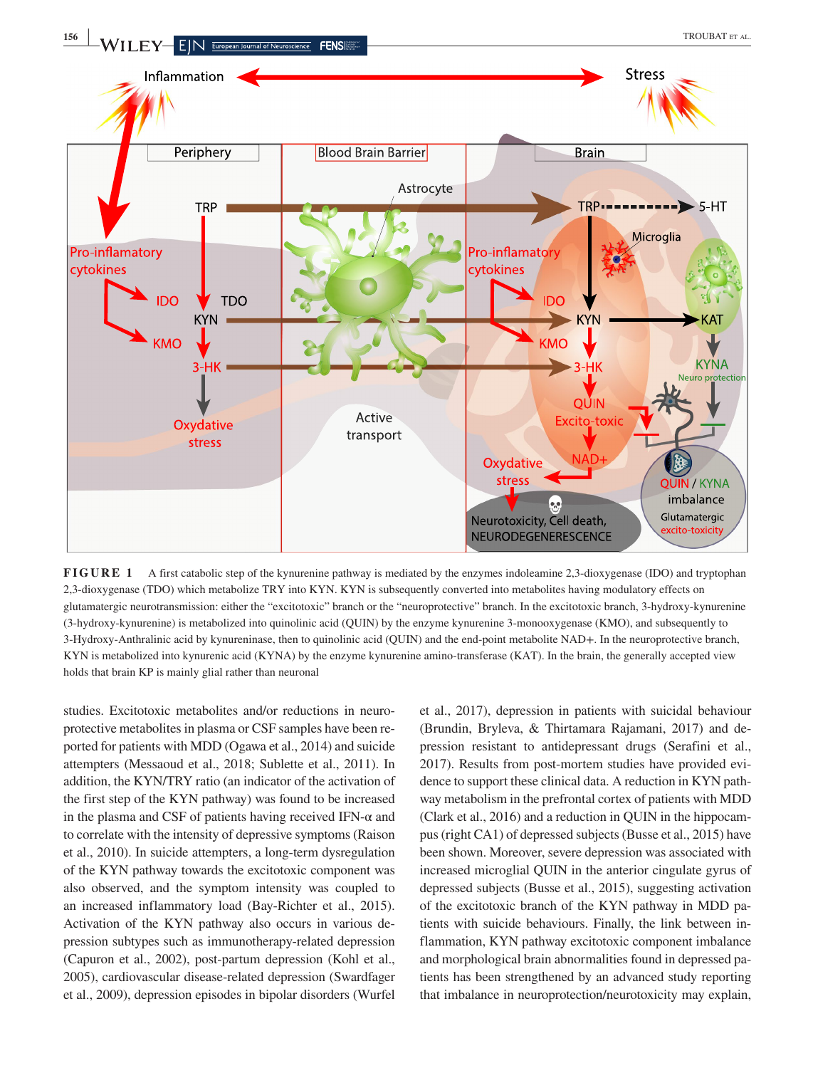**FIGURE 1** A first catabolic step of the kynurenine pathway is mediated by the enzymes indoleamine 2,3-dioxygenase (IDO) and tryptophan 2,3-dioxygenase (TDO) which metabolize TRY into KYN. KYN is subsequently converted into metabolites having modulatory effects on glutamatergic neurotransmission: either the "excitotoxic" branch or the "neuroprotective" branch. In the excitotoxic branch, 3-hydroxy-kynurenine (3-hydroxy-kynurenine) is metabolized into quinolinic acid (QUIN) by the enzyme kynurenine 3-monooxygenase (KMO), and subsequently to 3-Hydroxy-Anthralinic acid by kynureninase, then to quinolinic acid (QUIN) and the end-point metabolite NAD+. In the neuroprotective branch, KYN is metabolized into kynurenic acid (KYNA) by the enzyme kynurenine amino-transferase (KAT). In the brain, the generally accepted view holds that brain KP is mainly glial rather than neuronal

studies. Excitotoxic metabolites and/or reductions in neuroprotective metabolites in plasma or CSF samples have been reported for patients with MDD (Ogawa et al., 2014) and suicide attempters (Messaoud et al., 2018; Sublette et al., 2011). In addition, the KYN/TRY ratio (an indicator of the activation of the first step of the KYN pathway) was found to be increased in the plasma and CSF of patients having received IFN-α and to correlate with the intensity of depressive symptoms (Raison et al., 2010). In suicide attempters, a long-term dysregulation of the KYN pathway towards the excitotoxic component was also observed, and the symptom intensity was coupled to an increased inflammatory load (Bay-Richter et al., 2015). Activation of the KYN pathway also occurs in various depression subtypes such as immunotherapy-related depression (Capuron et al., 2002), post-partum depression (Kohl et al., 2005), cardiovascular disease-related depression (Swardfager et al., 2009), depression episodes in bipolar disorders (Wurfel et al., 2017), depression in patients with suicidal behaviour (Brundin, Bryleva, & Thirtamara Rajamani, 2017) and depression resistant to antidepressant drugs (Serafini et al., 2017). Results from post-mortem studies have provided evidence to support these clinical data. A reduction in KYN pathway metabolism in the prefrontal cortex of patients with MDD (Clark et al., 2016) and a reduction in QUIN in the hippocampus (right CA1) of depressed subjects (Busse et al., 2015) have been shown. Moreover, severe depression was associated with increased microglial QUIN in the anterior cingulate gyrus of depressed subjects (Busse et al., 2015), suggesting activation of the excitotoxic branch of the KYN pathway in MDD patients with suicide behaviours. Finally, the link between inflammation, KYN pathway excitotoxic component imbalance and morphological brain abnormalities found in depressed patients has been strengthened by an advanced study reporting that imbalance in neuroprotection/neurotoxicity may explain,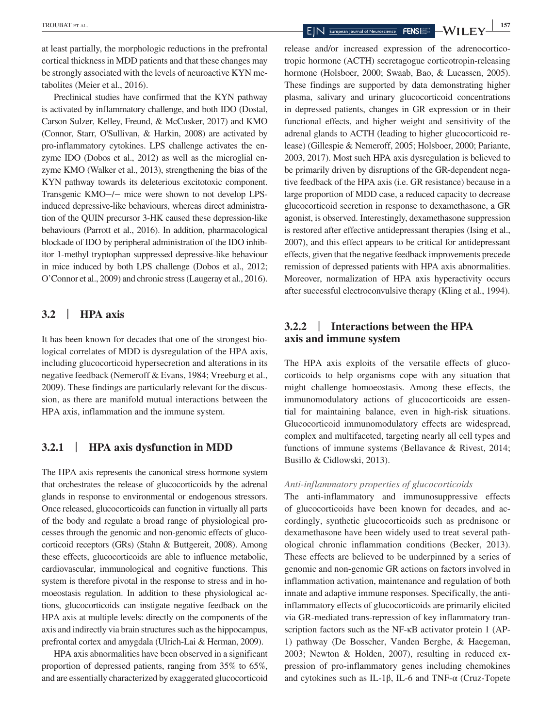at least partially, the morphologic reductions in the prefrontal cortical thickness in MDD patients and that these changes may be strongly associated with the levels of neuroactive KYN metabolites (Meier et al., 2016).

Preclinical studies have confirmed that the KYN pathway is activated by inflammatory challenge, and both IDO (Dostal, Carson Sulzer, Kelley, Freund, & McCusker, 2017) and KMO (Connor, Starr, O'Sullivan, & Harkin, 2008) are activated by pro-inflammatory cytokines. LPS challenge activates the enzyme IDO (Dobos et al., 2012) as well as the microglial enzyme KMO (Walker et al., 2013), strengthening the bias of the KYN pathway towards its deleterious excitotoxic component. Transgenic KMO−/− mice were shown to not develop LPS-induced depressive-like behaviours, whereas direct administration of the QUIN precursor 3-HK caused these depression-like behaviours (Parrott et al., 2016). In addition, pharmacological blockade of IDO by peripheral administration of the IDO inhibitor 1-methyl tryptophan suppressed depressive-like behaviour in mice induced by both LPS challenge (Dobos et al., 2012; O'Connor et al., 2009) and chronic stress (Laugeray et al., 2016).

## 3.2 | HPA axis

It has been known for decades that one of the strongest biological correlates of MDD is dysregulation of the HPA axis, including glucocorticoid hypersecretion and alterations in its negative feedback (Nemeroff & Evans, 1984; Vreeburg et al., 2009). These findings are particularly relevant for the discussion, as there are manifold mutual interactions between the HPA axis, inflammation and the immune system.

### 3.2.1 | HPA axis dysfunction in MDD

The HPA axis represents the canonical stress hormone system that orchestrates the release of glucocorticoids by the adrenal glands in response to environmental or endogenous stressors. Once released, glucocorticoids can function in virtually all parts of the body and regulate a broad range of physiological processes through the genomic and non-genomic effects of glucocorticoid receptors (GRs) (Stahn & Buttgereit, 2008). Among these effects, glucocorticoids are able to influence metabolic, cardiovascular, immunological and cognitive functions. This system is therefore pivotal in the response to stress and in homoeostasis regulation. In addition to these physiological actions, glucocorticoids can instigate negative feedback on the HPA axis at multiple levels: directly on the components of the axis and indirectly via brain structures such as the hippocampus, prefrontal cortex and amygdala (Ulrich-Lai & Herman, 2009).

HPA axis abnormalities have been observed in a significant proportion of depressed patients, ranging from 35% to 65%, and are essentially characterized by exaggerated glucocorticoid release and/or increased expression of the adrenocorticotropic hormone (ACTH) secretagogue corticotropin-releasing hormone (Holsboer, 2000; Swaab, Bao, & Lucassen, 2005). These findings are supported by data demonstrating higher plasma, salivary and urinary glucocorticoid concentrations in depressed patients, changes in GR expression or in their functional effects, and higher weight and sensitivity of the adrenal glands to ACTH (leading to higher glucocorticoid release) (Gillespie & Nemeroff, 2005; Holsboer, 2000; Pariante, 2003, 2017). Most such HPA axis dysregulation is believed to be primarily driven by disruptions of the GR-dependent negative feedback of the HPA axis (i.e. GR resistance) because in a large proportion of MDD case, a reduced capacity to decrease glucocorticoid secretion in response to dexamethasone, a GR agonist, is observed. Interestingly, dexamethasone suppression is restored after effective antidepressant therapies (Ising et al., 2007), and this effect appears to be critical for antidepressant effects, given that the negative feedback improvements precede remission of depressed patients with HPA axis abnormalities. Moreover, normalization of HPA axis hyperactivity occurs after successful electroconvulsive therapy (Kling et al., 1994).

### 3.2.2 | Interactions between the HPA axis and immune system

The HPA axis exploits of the versatile effects of glucocorticoids to help organisms cope with any situation that might challenge homoeostasis. Among these effects, the immunomodulatory actions of glucocorticoids are essential for maintaining balance, even in high-risk situations. Glucocorticoid immunomodulatory effects are widespread, complex and multifaceted, targeting nearly all cell types and functions of immune systems (Bellavance & Rivest, 2014; Busillo & Cidlowski, 2013).

*Anti-inflammatory properties of glucocorticoids*

The anti-inflammatory and immunosuppressive effects of glucocorticoids have been known for decades, and accordingly, synthetic glucocorticoids such as prednisone or dexamethasone have been widely used to treat several pathological chronic inflammation conditions (Becker, 2013). These effects are believed to be underpinned by a series of genomic and non-genomic GR actions on factors involved in inflammation activation, maintenance and regulation of both innate and adaptive immune responses. Specifically, the anti-inflammatory effects of glucocorticoids are primarily elicited via GR-mediated trans-repression of key inflammatory transcription factors such as the NF-κB activator protein 1 (AP-1) pathway (De Bosscher, Vanden Berghe, & Haegeman, 2003; Newton & Holden, 2007), resulting in reduced expression of pro-inflammatory genes including chemokines and cytokines such as IL-1β, IL-6 and TNF-α (Cruz-Topete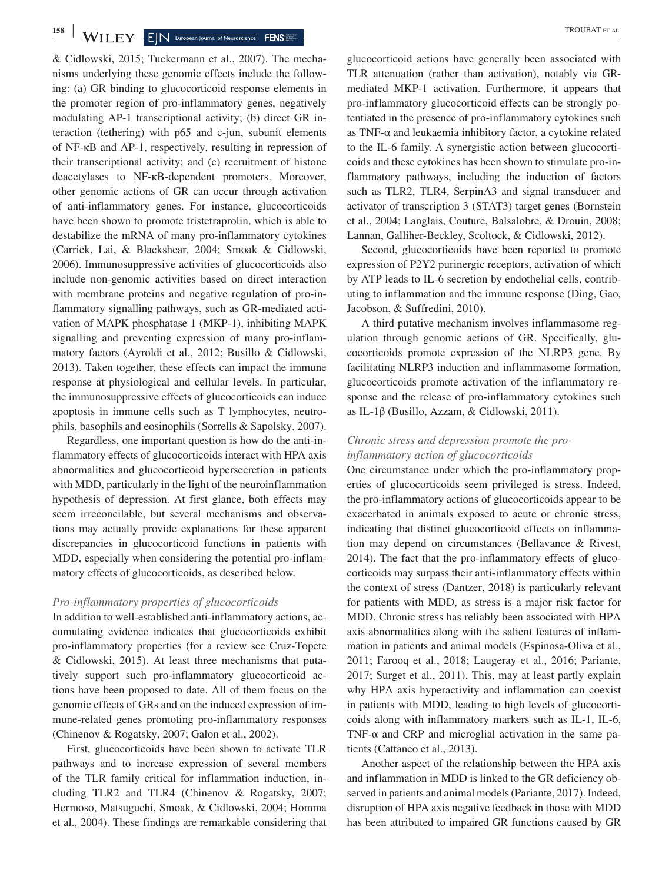& Cidlowski, 2015; Tuckermann et al., 2007). The mechanisms underlying these genomic effects include the following: (a) GR binding to glucocorticoid response elements in the promoter region of pro-inflammatory genes, negatively modulating AP-1 transcriptional activity; (b) direct GR interaction (tethering) with p65 and c-jun, subunit elements of NF-κB and AP-1, respectively, resulting in repression of their transcriptional activity; and (c) recruitment of histone deacetylases to NF-κB-dependent promoters. Moreover, other genomic actions of GR can occur through activation of anti-inflammatory genes. For instance, glucocorticoids have been shown to promote tristetraprolin, which is able to destabilize the mRNA of many pro-inflammatory cytokines (Carrick, Lai, & Blackshear, 2004; Smoak & Cidlowski, 2006). Immunosuppressive activities of glucocorticoids also include non-genomic activities based on direct interaction with membrane proteins and negative regulation of pro-inflammatory signalling pathways, such as GR-mediated activation of MAPK phosphatase 1 (MKP-1), inhibiting MAPK signalling and preventing expression of many pro-inflammatory factors (Ayroldi et al., 2012; Busillo & Cidlowski, 2013). Taken together, these effects can impact the immune response at physiological and cellular levels. In particular, the immunosuppressive effects of glucocorticoids can induce apoptosis in immune cells such as T lymphocytes, neutrophils, basophils and eosinophils (Sorrells & Sapolsky, 2007).

Regardless, one important question is how do the anti-inflammatory effects of glucocorticoids interact with HPA axis abnormalities and glucocorticoid hypersecretion in patients with MDD, particularly in the light of the neuroinflammation hypothesis of depression. At first glance, both effects may seem irreconcilable, but several mechanisms and observations may actually provide explanations for these apparent discrepancies in glucocorticoid functions in patients with MDD, especially when considering the potential pro-inflammatory effects of glucocorticoids, as described below.

### *Pro-inflammatory properties of glucocorticoids*

In addition to well-established anti-inflammatory actions, accumulating evidence indicates that glucocorticoids exhibit pro-inflammatory properties (for a review see Cruz-Topete & Cidlowski, 2015). At least three mechanisms that putatively support such pro-inflammatory glucocorticoid actions have been proposed to date. All of them focus on the genomic effects of GRs and on the induced expression of immune-related genes promoting pro-inflammatory responses (Chinenov & Rogatsky, 2007; Galon et al., 2002).

First, glucocorticoids have been shown to activate TLR pathways and to increase expression of several members of the TLR family critical for inflammation induction, including TLR2 and TLR4 (Chinenov & Rogatsky, 2007; Hermoso, Matsuguchi, Smoak, & Cidlowski, 2004; Homma et al., 2004). These findings are remarkable considering that glucocorticoid actions have generally been associated with TLR attenuation (rather than activation), notably via GR-mediated MKP-1 activation. Furthermore, it appears that pro-inflammatory glucocorticoid effects can be strongly potentiated in the presence of pro-inflammatory cytokines such as TNF-α and leukaemia inhibitory factor, a cytokine related to the IL-6 family. A synergistic action between glucocorticoids and these cytokines has been shown to stimulate pro-inflammatory pathways, including the induction of factors such as TLR2, TLR4, SerpinA3 and signal transducer and activator of transcription 3 (STAT3) target genes (Bornstein et al., 2004; Langlais, Couture, Balsalobre, & Drouin, 2008; Lannan, Galliher-Beckley, Scoltock, & Cidlowski, 2012).

Second, glucocorticoids have been reported to promote expression of P2Y2 purinergic receptors, activation of which by ATP leads to IL-6 secretion by endothelial cells, contributing to inflammation and the immune response (Ding, Gao, Jacobson, & Suffredini, 2010).

A third putative mechanism involves inflammasome regulation through genomic actions of GR. Specifically, glucocorticoids promote expression of the NLRP3 gene. By facilitating NLRP3 induction and inflammasome formation, glucocorticoids promote activation of the inflammatory response and the release of pro-inflammatory cytokines such as IL-1β (Busillo, Azzam, & Cidlowski, 2011).

### *Chronic stress and depression promote the pro-inflammatory action of glucocorticoids*

One circumstance under which the pro-inflammatory properties of glucocorticoids seem privileged is stress. Indeed, the pro-inflammatory actions of glucocorticoids appear to be exacerbated in animals exposed to acute or chronic stress, indicating that distinct glucocorticoid effects on inflammation may depend on circumstances (Bellavance & Rivest, 2014). The fact that the pro-inflammatory effects of glucocorticoids may surpass their anti-inflammatory effects within the context of stress (Dantzer, 2018) is particularly relevant for patients with MDD, as stress is a major risk factor for MDD. Chronic stress has reliably been associated with HPA axis abnormalities along with the salient features of inflammation in patients and animal models (Espinosa-Oliva et al., 2011; Farooq et al., 2018; Laugeray et al., 2016; Pariante, 2017; Surget et al., 2011). This, may at least partly explain why HPA axis hyperactivity and inflammation can coexist in patients with MDD, leading to high levels of glucocorticoids along with inflammatory markers such as IL-1, IL-6, TNF-α and CRP and microglial activation in the same patients (Cattaneo et al., 2013).

Another aspect of the relationship between the HPA axis and inflammation in MDD is linked to the GR deficiency observed in patients and animal models (Pariante, 2017). Indeed, disruption of HPA axis negative feedback in those with MDD has been attributed to impaired GR functions caused by GR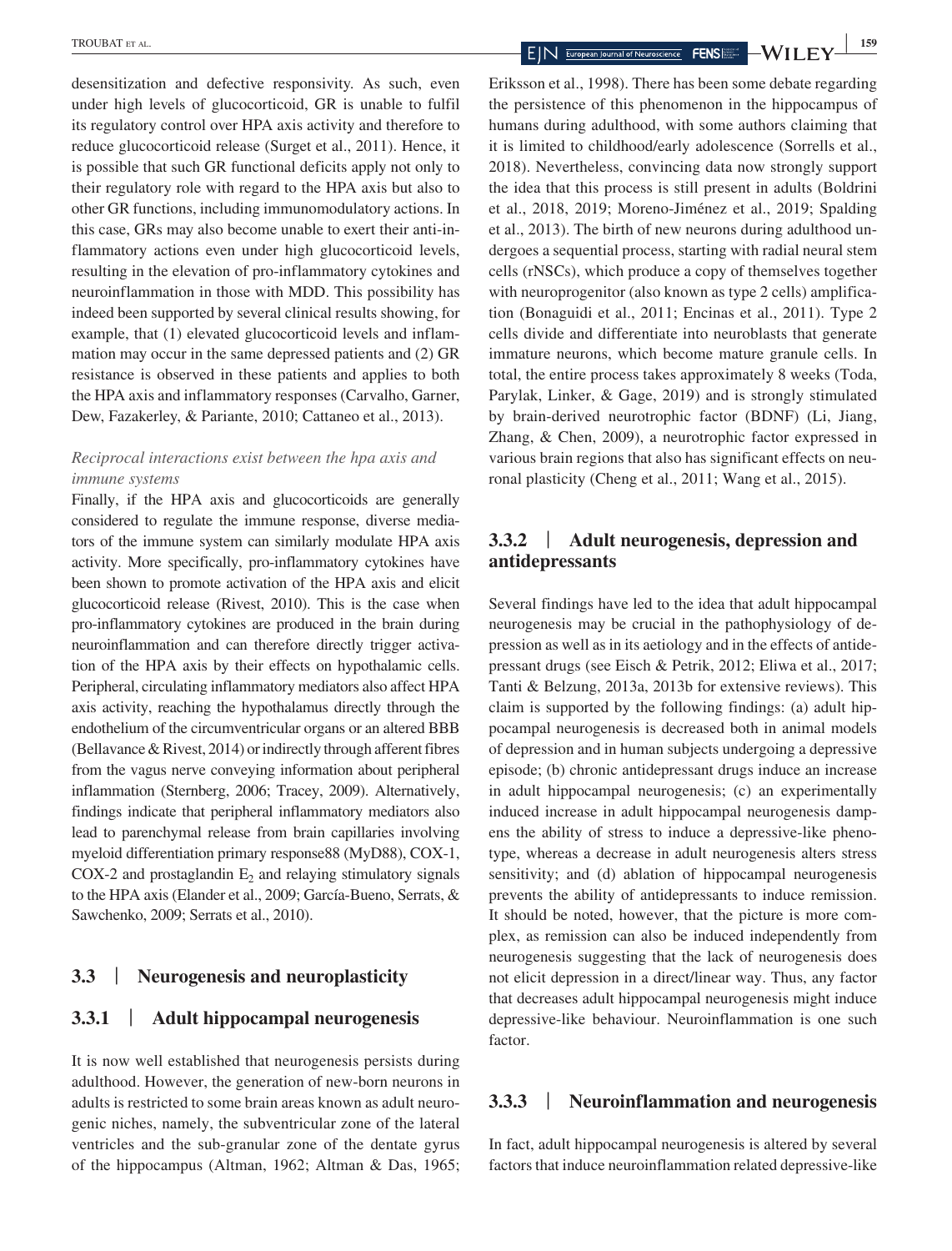desensitization and defective responsivity. As such, even under high levels of glucocorticoid, GR is unable to fulfil its regulatory control over HPA axis activity and therefore to reduce glucocorticoid release (Surget et al., 2011). Hence, it is possible that such GR functional deficits apply not only to their regulatory role with regard to the HPA axis but also to other GR functions, including immunomodulatory actions. In this case, GRs may also become unable to exert their anti-inflammatory actions even under high glucocorticoid levels, resulting in the elevation of pro-inflammatory cytokines and neuroinflammation in those with MDD. This possibility has indeed been supported by several clinical results showing, for example, that (1) elevated glucocorticoid levels and inflammation may occur in the same depressed patients and (2) GR resistance is observed in these patients and applies to both the HPA axis and inflammatory responses (Carvalho, Garner, Dew, Fazakerley, & Pariante, 2010; Cattaneo et al., 2013).

*Reciprocal interactions exist between the hpa axis and immune systems*

Finally, if the HPA axis and glucocorticoids are generally considered to regulate the immune response, diverse mediators of the immune system can similarly modulate HPA axis activity. More specifically, pro-inflammatory cytokines have been shown to promote activation of the HPA axis and elicit glucocorticoid release (Rivest, 2010). This is the case when pro-inflammatory cytokines are produced in the brain during neuroinflammation and can therefore directly trigger activation of the HPA axis by their effects on hypothalamic cells. Peripheral, circulating inflammatory mediators also affect HPA axis activity, reaching the hypothalamus directly through the endothelium of the circumventricular organs or an altered BBB (Bellavance & Rivest, 2014) or indirectly through afferent fibres from the vagus nerve conveying information about peripheral inflammation (Sternberg, 2006; Tracey, 2009). Alternatively, findings indicate that peripheral inflammatory mediators also lead to parenchymal release from brain capillaries involving myeloid differentiation primary response88 (MyD88), COX-1, COX-2 and prostaglandin $E_2$ and relaying stimulatory signals to the HPA axis (Elander et al., 2009; García-Bueno, Serrats, & Sawchenko, 2009; Serrats et al., 2010).

## 3.3 | Neurogenesis and neuroplasticity

### 3.3.1 | Adult hippocampal neurogenesis

It is now well established that neurogenesis persists during adulthood. However, the generation of new-born neurons in adults is restricted to some brain areas known as adult neurogenic niches, namely, the subventricular zone of the lateral ventricles and the sub-granular zone of the dentate gyrus of the hippocampus (Altman, 1962; Altman & Das, 1965; Eriksson et al., 1998). There has been some debate regarding the persistence of this phenomenon in the hippocampus of humans during adulthood, with some authors claiming that it is limited to childhood/early adolescence (Sorrells et al., 2018). Nevertheless, convincing data now strongly support the idea that this process is still present in adults (Boldrini et al., 2018, 2019; Moreno-Jiménez et al., 2019; Spalding et al., 2013). The birth of new neurons during adulthood undergoes a sequential process, starting with radial neural stem cells (rNSCs), which produce a copy of themselves together with neuroprogenitor (also known as type 2 cells) amplification (Bonaguidi et al., 2011; Encinas et al., 2011). Type 2 cells divide and differentiate into neuroblasts that generate immature neurons, which become mature granule cells. In total, the entire process takes approximately 8 weeks (Toda, Parylak, Linker, & Gage, 2019) and is strongly stimulated by brain-derived neurotrophic factor (BDNF) (Li, Jiang, Zhang, & Chen, 2009), a neurotrophic factor expressed in various brain regions that also has significant effects on neuronal plasticity (Cheng et al., 2011; Wang et al., 2015).

### 3.3.2 | Adult neurogenesis, depression and antidepressants

Several findings have led to the idea that adult hippocampal neurogenesis may be crucial in the pathophysiology of depression as well as in its aetiology and in the effects of antidepressant drugs (see Eisch & Petrik, 2012; Eliwa et al., 2017; Tanti & Belzung, 2013a, 2013b for extensive reviews). This claim is supported by the following findings: (a) adult hippocampal neurogenesis is decreased both in animal models of depression and in human subjects undergoing a depressive episode; (b) chronic antidepressant drugs induce an increase in adult hippocampal neurogenesis; (c) an experimentally induced increase in adult hippocampal neurogenesis dampens the ability of stress to induce a depressive-like phenotype, whereas a decrease in adult neurogenesis alters stress sensitivity; and (d) ablation of hippocampal neurogenesis prevents the ability of antidepressants to induce remission. It should be noted, however, that the picture is more complex, as remission can also be induced independently from neurogenesis suggesting that the lack of neurogenesis does not elicit depression in a direct/linear way. Thus, any factor that decreases adult hippocampal neurogenesis might induce depressive-like behaviour. Neuroinflammation is one such factor.

### 3.3.3 | Neuroinflammation and neurogenesis

In fact, adult hippocampal neurogenesis is altered by several factors that induce neuroinflammation related depressive-like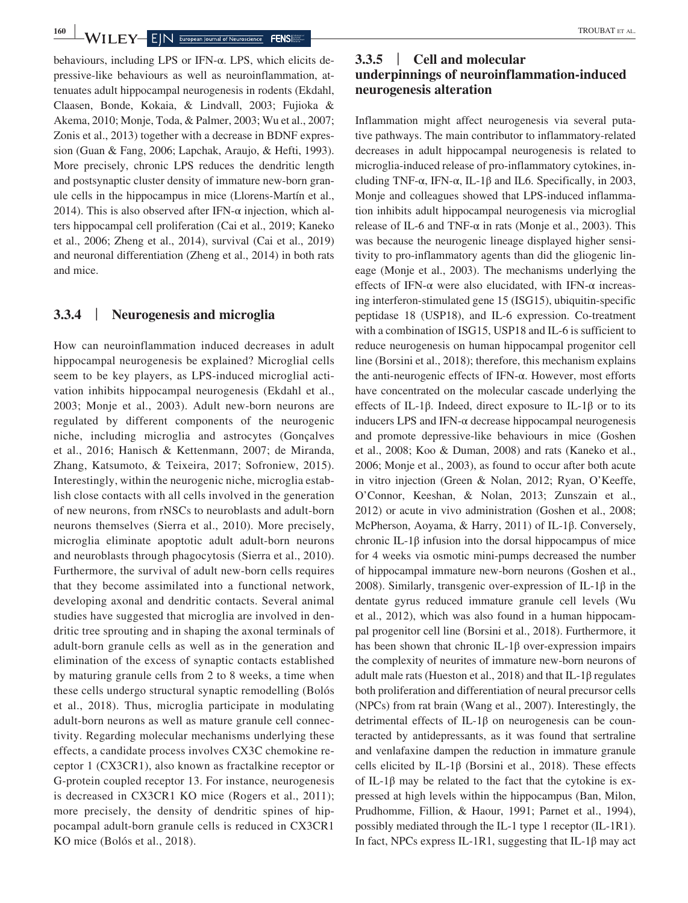behaviours, including LPS or IFN-α. LPS, which elicits depressive-like behaviours as well as neuroinflammation, attenuates adult hippocampal neurogenesis in rodents (Ekdahl, Claasen, Bonde, Kokaia, & Lindvall, 2003; Fujioka & Akema, 2010; Monje, Toda, & Palmer, 2003; Wu et al., 2007; Zonis et al., 2013) together with a decrease in BDNF expression (Guan & Fang, 2006; Lapchak, Araujo, & Hefti, 1993). More precisely, chronic LPS reduces the dendritic length and postsynaptic cluster density of immature new-born granule cells in the hippocampus in mice (Llorens-Martín et al., 2014). This is also observed after IFN-α injection, which alters hippocampal cell proliferation (Cai et al., 2019; Kaneko et al., 2006; Zheng et al., 2014), survival (Cai et al., 2019) and neuronal differentiation (Zheng et al., 2014) in both rats and mice.

### 3.3.4 | Neurogenesis and microglia

How can neuroinflammation induced decreases in adult hippocampal neurogenesis be explained? Microglial cells seem to be key players, as LPS-induced microglial activation inhibits hippocampal neurogenesis (Ekdahl et al., 2003; Monje et al., 2003). Adult new-born neurons are regulated by different components of the neurogenic niche, including microglia and astrocytes (Gonçalves et al., 2016; Hanisch & Kettenmann, 2007; de Miranda, Zhang, Katsumoto, & Teixeira, 2017; Sofroniew, 2015). Interestingly, within the neurogenic niche, microglia establish close contacts with all cells involved in the generation of new neurons, from rNSCs to neuroblasts and adult-born neurons themselves (Sierra et al., 2010). More precisely, microglia eliminate apoptotic adult adult-born neurons and neuroblasts through phagocytosis (Sierra et al., 2010). Furthermore, the survival of adult new-born cells requires that they become assimilated into a functional network, developing axonal and dendritic contacts. Several animal studies have suggested that microglia are involved in dendritic tree sprouting and in shaping the axonal terminals of adult-born granule cells as well as in the generation and elimination of the excess of synaptic contacts established by maturing granule cells from 2 to 8 weeks, a time when these cells undergo structural synaptic remodelling (Bolós et al., 2018). Thus, microglia participate in modulating adult-born neurons as well as mature granule cell connectivity. Regarding molecular mechanisms underlying these effects, a candidate process involves CX3C chemokine receptor 1 (CX3CR1), also known as fractalkine receptor or G-protein coupled receptor 13. For instance, neurogenesis is decreased in CX3CR1 KO mice (Rogers et al., 2011); more precisely, the density of dendritic spines of hippocampal adult-born granule cells is reduced in CX3CR1 KO mice (Bolós et al., 2018).

### 3.3.5 | Cell and molecular underpinnings of neuroinflammation-induced neurogenesis alteration

Inflammation might affect neurogenesis via several putative pathways. The main contributor to inflammatory-related decreases in adult hippocampal neurogenesis is related to microglia-induced release of pro-inflammatory cytokines, including TNF-α, IFN-α, IL-1β and IL6. Specifically, in 2003, Monje and colleagues showed that LPS-induced inflammation inhibits adult hippocampal neurogenesis via microglial release of IL-6 and TNF-α in rats (Monje et al., 2003). This was because the neurogenic lineage displayed higher sensitivity to pro-inflammatory agents than did the gliogenic lineage (Monje et al., 2003). The mechanisms underlying the effects of IFN-α were also elucidated, with IFN-α increasing interferon-stimulated gene 15 (ISG15), ubiquitin-specific peptidase 18 (USP18), and IL-6 expression. Co-treatment with a combination of ISG15, USP18 and IL-6 is sufficient to reduce neurogenesis on human hippocampal progenitor cell line (Borsini et al., 2018); therefore, this mechanism explains the anti-neurogenic effects of IFN-α. However, most efforts have concentrated on the molecular cascade underlying the effects of IL-1β. Indeed, direct exposure to IL-1β or to its inducers LPS and IFN-α decrease hippocampal neurogenesis and promote depressive-like behaviours in mice (Goshen et al., 2008; Koo & Duman, 2008) and rats (Kaneko et al., 2006; Monje et al., 2003), as found to occur after both acute in vitro injection (Green & Nolan, 2012; Ryan, O'Keeffe, O'Connor, Keeshan, & Nolan, 2013; Zunszain et al., 2012) or acute in vivo administration (Goshen et al., 2008; McPherson, Aoyama, & Harry, 2011) of IL-1β. Conversely, chronic IL-1β infusion into the dorsal hippocampus of mice for 4 weeks via osmotic mini-pumps decreased the number of hippocampal immature new-born neurons (Goshen et al., 2008). Similarly, transgenic over-expression of IL-1β in the dentate gyrus reduced immature granule cell levels (Wu et al., 2012), which was also found in a human hippocampal progenitor cell line (Borsini et al., 2018). Furthermore, it has been shown that chronic IL-1β over-expression impairs the complexity of neurites of immature new-born neurons of adult male rats (Hueston et al., 2018) and that IL-1β regulates both proliferation and differentiation of neural precursor cells (NPCs) from rat brain (Wang et al., 2007). Interestingly, the detrimental effects of IL-1β on neurogenesis can be counteracted by antidepressants, as it was found that sertraline and venlafaxine dampen the reduction in immature granule cells elicited by IL-1β (Borsini et al., 2018). These effects of IL-1β may be related to the fact that the cytokine is expressed at high levels within the hippocampus (Ban, Milon, Prudhomme, Fillion, & Haour, 1991; Parnet et al., 1994), possibly mediated through the IL-1 type 1 receptor (IL-1R1). In fact, NPCs express IL-1R1, suggesting that IL-1β may act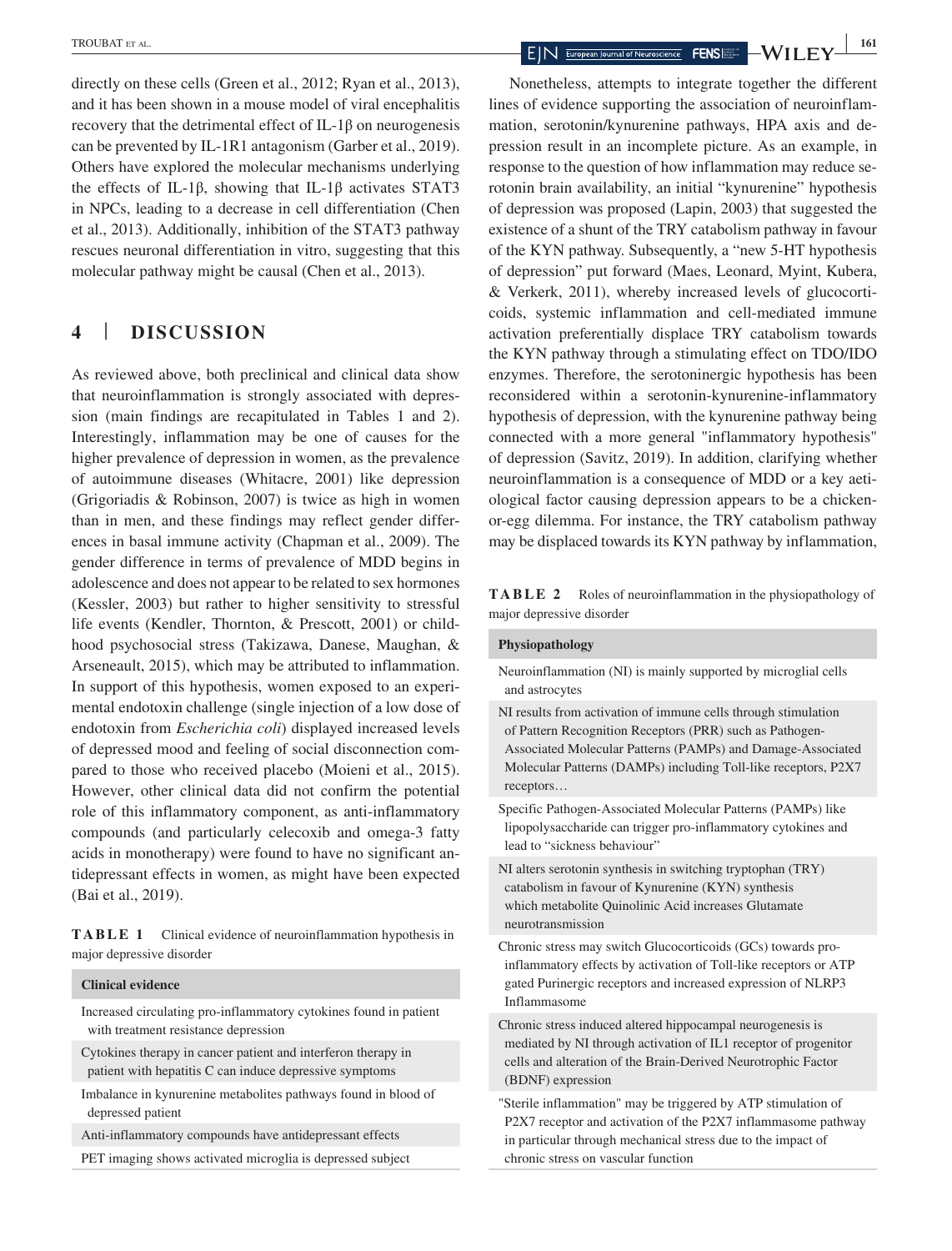directly on these cells (Green et al., 2012; Ryan et al., 2013), and it has been shown in a mouse model of viral encephalitis recovery that the detrimental effect of IL-1β on neurogenesis can be prevented by IL-1R1 antagonism (Garber et al., 2019). Others have explored the molecular mechanisms underlying the effects of IL-1β, showing that IL-1β activates STAT3 in NPCs, leading to a decrease in cell differentiation (Chen et al., 2013). Additionally, inhibition of the STAT3 pathway rescues neuronal differentiation in vitro, suggesting that this molecular pathway might be causal (Chen et al., 2013).

## 4 | DISCUSSION

As reviewed above, both preclinical and clinical data show that neuroinflammation is strongly associated with depression (main findings are recapitulated in Tables 1 and 2). Interestingly, inflammation may be one of causes for the higher prevalence of depression in women, as the prevalence of autoimmune diseases (Whitacre, 2001) like depression (Grigoriadis & Robinson, 2007) is twice as high in women than in men, and these findings may reflect gender differences in basal immune activity (Chapman et al., 2009). The gender difference in terms of prevalence of MDD begins in adolescence and does not appear to be related to sex hormones (Kessler, 2003) but rather to higher sensitivity to stressful life events (Kendler, Thornton, & Prescott, 2001) or childhood psychosocial stress (Takizawa, Danese, Maughan, & Arseneault, 2015), which may be attributed to inflammation. In support of this hypothesis, women exposed to an experimental endotoxin challenge (single injection of a low dose of endotoxin from *Escherichia coli*) displayed increased levels of depressed mood and feeling of social disconnection compared to those who received placebo (Moieni et al., 2015). However, other clinical data did not confirm the potential role of this inflammatory component, as anti-inflammatory compounds (and particularly celecoxib and omega-3 fatty acids in monotherapy) were found to have no significant antidepressant effects in women, as might have been expected (Bai et al., 2019).

**TABLE 1** Clinical evidence of neuroinflammation hypothesis in major depressive disorder

| Clinical evidence |
|---|
| Increased circulating pro-inflammatory cytokines found in patient with treatment resistance depression |
| Cytokines therapy in cancer patient and interferon therapy in patient with hepatitis C can induce depressive symptoms |
| Imbalance in kynurenine metabolites pathways found in blood of depressed patient |
| Anti-inflammatory compounds have antidepressant effects |
| PET imaging shows activated microglia is depressed subject |

Nonetheless, attempts to integrate together the different lines of evidence supporting the association of neuroinflammation, serotonin/kynurenine pathways, HPA axis and depression result in an incomplete picture. As an example, in response to the question of how inflammation may reduce serotonin brain availability, an initial "kynurenine" hypothesis of depression was proposed (Lapin, 2003) that suggested the existence of a shunt of the TRY catabolism pathway in favour of the KYN pathway. Subsequently, a "new 5-HT hypothesis of depression" put forward (Maes, Leonard, Myint, Kubera, & Verkerk, 2011), whereby increased levels of glucocorticoids, systemic inflammation and cell-mediated immune activation preferentially displace TRY catabolism towards the KYN pathway through a stimulating effect on TDO/IDO enzymes. Therefore, the serotoninergic hypothesis has been reconsidered within a serotonin-kynurenine-inflammatory hypothesis of depression, with the kynurenine pathway being connected with a more general "inflammatory hypothesis" of depression (Savitz, 2019). In addition, clarifying whether neuroinflammation is a consequence of MDD or a key aetiological factor causing depression appears to be a chicken-or-egg dilemma. For instance, the TRY catabolism pathway may be displaced towards its KYN pathway by inflammation,

**TABLE 2** Roles of neuroinflammation in the physiopathology of major depressive disorder

| Physiopathology |
|---|
| Neuroinflammation (NI) is mainly supported by microglial cells and astrocytes |
| NI results from activation of immune cells through stimulation of Pattern Recognition Receptors (PRR) such as Pathogen-Associated Molecular Patterns (PAMPs) and Damage-Associated Molecular Patterns (DAMPs) including Toll-like receptors, P2X7 receptors… |
| Specific Pathogen-Associated Molecular Patterns (PAMPs) like lipopolysaccharide can trigger pro-inflammatory cytokines and lead to "sickness behaviour" |
| NI alters serotonin synthesis in switching tryptophan (TRY) catabolism in favour of Kynurenine (KYN) synthesis which metabolite Quinolinic Acid increases Glutamate neurotransmission |
| Chronic stress may switch Glucocorticoids (GCs) towards pro-inflammatory effects by activation of Toll-like receptors or ATP gated Purinergic receptors and increased expression of NLRP3 Inflammasome |
| Chronic stress induced altered hippocampal neurogenesis is mediated by NI through activation of IL1 receptor of progenitor cells and alteration of the Brain-Derived Neurotrophic Factor (BDNF) expression |
| "Sterile inflammation" may be triggered by ATP stimulation of P2X7 receptor and activation of the P2X7 inflammasome pathway in particular through mechanical stress due to the impact of chronic stress on vascular function |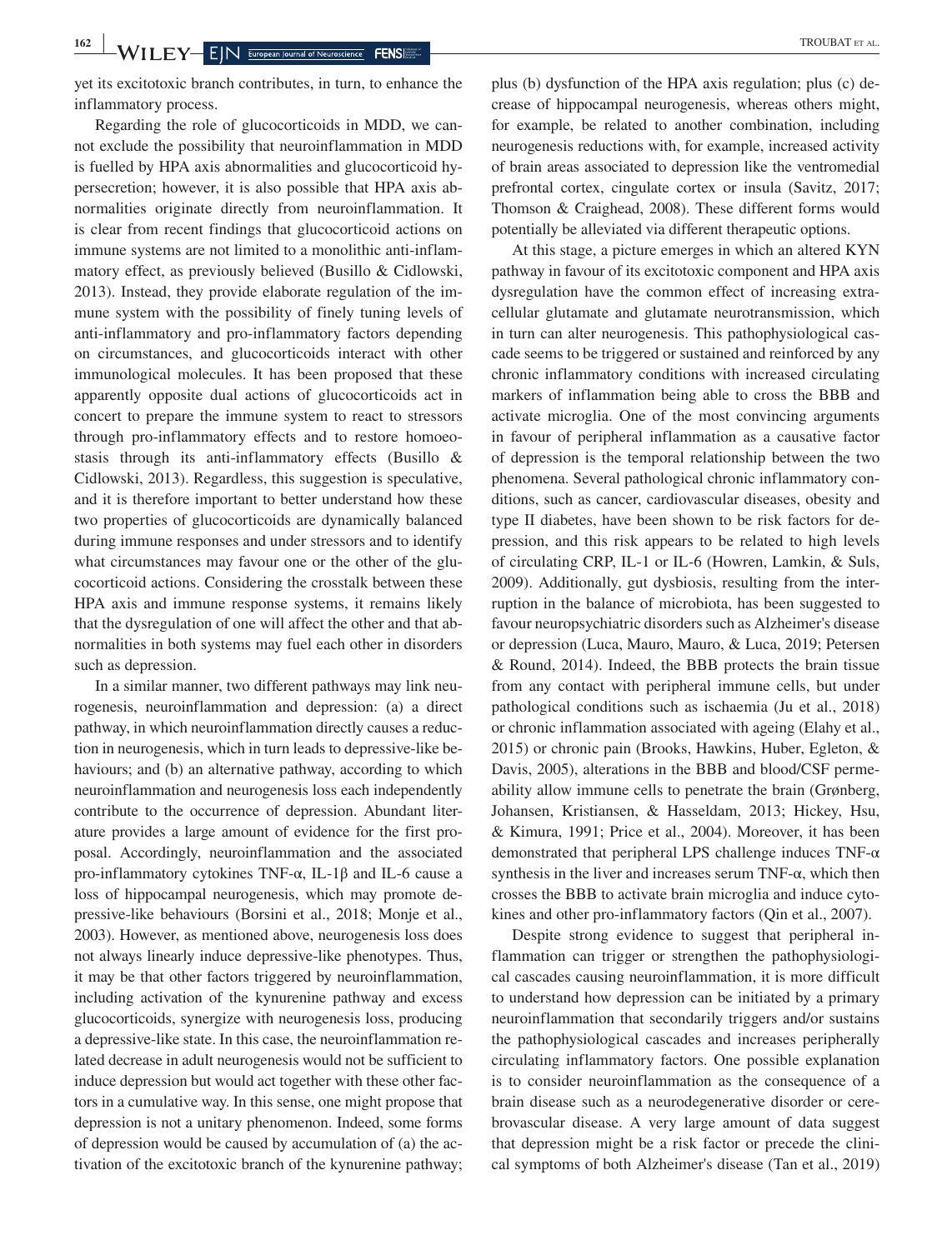yet its excitotoxic branch contributes, in turn, to enhance the inflammatory process.

Regarding the role of glucocorticoids in MDD, we cannot exclude the possibility that neuroinflammation in MDD is fuelled by HPA axis abnormalities and glucocorticoid hypersecretion; however, it is also possible that HPA axis abnormalities originate directly from neuroinflammation. It is clear from recent findings that glucocorticoid actions on immune systems are not limited to a monolithic anti-inflammatory effect, as previously believed (Busillo & Cidlowski, 2013). Instead, they provide elaborate regulation of the immune system with the possibility of finely tuning levels of anti-inflammatory and pro-inflammatory factors depending on circumstances, and glucocorticoids interact with other immunological molecules. It has been proposed that these apparently opposite dual actions of glucocorticoids act in concert to prepare the immune system to react to stressors through pro-inflammatory effects and to restore homoeostasis through its anti-inflammatory effects (Busillo & Cidlowski, 2013). Regardless, this suggestion is speculative, and it is therefore important to better understand how these two properties of glucocorticoids are dynamically balanced during immune responses and under stressors and to identify what circumstances may favour one or the other of the glucocorticoid actions. Considering the crosstalk between these HPA axis and immune response systems, it remains likely that the dysregulation of one will affect the other and that abnormalities in both systems may fuel each other in disorders such as depression.

In a similar manner, two different pathways may link neurogenesis, neuroinflammation and depression: (a) a direct pathway, in which neuroinflammation directly causes a reduction in neurogenesis, which in turn leads to depressive-like behaviours; and (b) an alternative pathway, according to which neuroinflammation and neurogenesis loss each independently contribute to the occurrence of depression. Abundant literature provides a large amount of evidence for the first proposal. Accordingly, neuroinflammation and the associated pro-inflammatory cytokines TNF-α, IL-1β and IL-6 cause a loss of hippocampal neurogenesis, which may promote depressive-like behaviours (Borsini et al., 2018; Monje et al., 2003). However, as mentioned above, neurogenesis loss does not always linearly induce depressive-like phenotypes. Thus, it may be that other factors triggered by neuroinflammation, including activation of the kynurenine pathway and excess glucocorticoids, synergize with neurogenesis loss, producing a depressive-like state. In this case, the neuroinflammation related decrease in adult neurogenesis would not be sufficient to induce depression but would act together with these other factors in a cumulative way. In this sense, one might propose that depression is not a unitary phenomenon. Indeed, some forms of depression would be caused by accumulation of (a) the activation of the excitotoxic branch of the kynurenine pathway; plus (b) dysfunction of the HPA axis regulation; plus (c) decrease of hippocampal neurogenesis, whereas others might, for example, be related to another combination, including neurogenesis reductions with, for example, increased activity of brain areas associated to depression like the ventromedial prefrontal cortex, cingulate cortex or insula (Savitz, 2017; Thomson & Craighead, 2008). These different forms would potentially be alleviated via different therapeutic options.

At this stage, a picture emerges in which an altered KYN pathway in favour of its excitotoxic component and HPA axis dysregulation have the common effect of increasing extracellular glutamate and glutamate neurotransmission, which in turn can alter neurogenesis. This pathophysiological cascade seems to be triggered or sustained and reinforced by any chronic inflammatory conditions with increased circulating markers of inflammation being able to cross the BBB and activate microglia. One of the most convincing arguments in favour of peripheral inflammation as a causative factor of depression is the temporal relationship between the two phenomena. Several pathological chronic inflammatory conditions, such as cancer, cardiovascular diseases, obesity and type II diabetes, have been shown to be risk factors for depression, and this risk appears to be related to high levels of circulating CRP, IL-1 or IL-6 (Howren, Lamkin, & Suls, 2009). Additionally, gut dysbiosis, resulting from the interruption in the balance of microbiota, has been suggested to favour neuropsychiatric disorders such as Alzheimer's disease or depression (Luca, Mauro, Mauro, & Luca, 2019; Petersen & Round, 2014). Indeed, the BBB protects the brain tissue from any contact with peripheral immune cells, but under pathological conditions such as ischaemia (Ju et al., 2018) or chronic inflammation associated with ageing (Elahy et al., 2015) or chronic pain (Brooks, Hawkins, Huber, Egleton, & Davis, 2005), alterations in the BBB and blood/CSF permeability allow immune cells to penetrate the brain (Grønberg, Johansen, Kristiansen, & Hasseldam, 2013; Hickey, Hsu, & Kimura, 1991; Price et al., 2004). Moreover, it has been demonstrated that peripheral LPS challenge induces TNF-α synthesis in the liver and increases serum TNF-α, which then crosses the BBB to activate brain microglia and induce cytokines and other pro-inflammatory factors (Qin et al., 2007).

Despite strong evidence to suggest that peripheral inflammation can trigger or strengthen the pathophysiological cascades causing neuroinflammation, it is more difficult to understand how depression can be initiated by a primary neuroinflammation that secondarily triggers and/or sustains the pathophysiological cascades and increases peripherally circulating inflammatory factors. One possible explanation is to consider neuroinflammation as the consequence of a brain disease such as a neurodegenerative disorder or cerebrovascular disease. A very large amount of data suggest that depression might be a risk factor or precede the clinical symptoms of both Alzheimer's disease (Tan et al., 2019)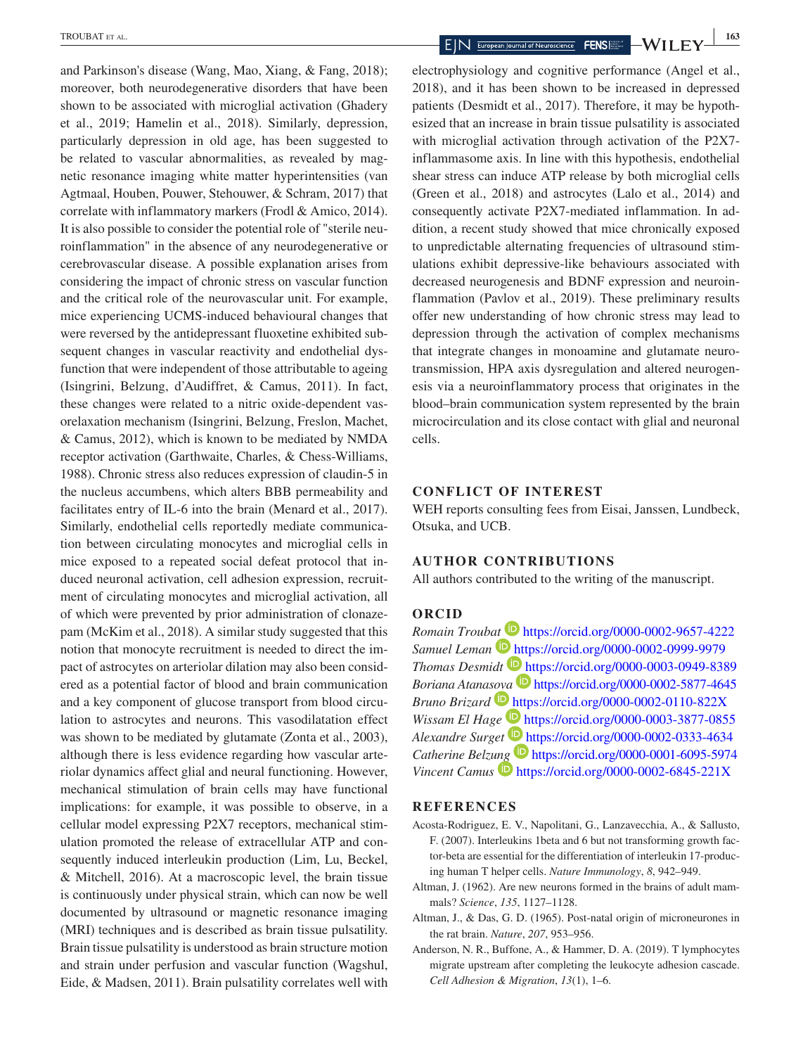and Parkinson's disease (Wang, Mao, Xiang, & Fang, 2018); moreover, both neurodegenerative disorders that have been shown to be associated with microglial activation (Ghadery et al., 2019; Hamelin et al., 2018). Similarly, depression, particularly depression in old age, has been suggested to be related to vascular abnormalities, as revealed by magnetic resonance imaging white matter hyperintensities (van Agtmaal, Houben, Pouwer, Stehouwer, & Schram, 2017) that correlate with inflammatory markers (Frodl & Amico, 2014). It is also possible to consider the potential role of "sterile neuroinflammation" in the absence of any neurodegenerative or cerebrovascular disease. A possible explanation arises from considering the impact of chronic stress on vascular function and the critical role of the neurovascular unit. For example, mice experiencing UCMS-induced behavioural changes that were reversed by the antidepressant fluoxetine exhibited subsequent changes in vascular reactivity and endothelial dysfunction that were independent of those attributable to ageing (Isingrini, Belzung, d'Audiffret, & Camus, 2011). In fact, these changes were related to a nitric oxide-dependent vasorelaxation mechanism (Isingrini, Belzung, Freslon, Machet, & Camus, 2012), which is known to be mediated by NMDA receptor activation (Garthwaite, Charles, & Chess-Williams, 1988). Chronic stress also reduces expression of claudin-5 in the nucleus accumbens, which alters BBB permeability and facilitates entry of IL-6 into the brain (Menard et al., 2017). Similarly, endothelial cells reportedly mediate communication between circulating monocytes and microglial cells in mice exposed to a repeated social defeat protocol that induced neuronal activation, cell adhesion expression, recruitment of circulating monocytes and microglial activation, all of which were prevented by prior administration of clonazepam (McKim et al., 2018). A similar study suggested that this notion that monocyte recruitment is needed to direct the impact of astrocytes on arteriolar dilation may also been considered as a potential factor of blood and brain communication and a key component of glucose transport from blood circulation to astrocytes and neurons. This vasodilatation effect was shown to be mediated by glutamate (Zonta et al., 2003), although there is less evidence regarding how vascular arteriolar dynamics affect glial and neural functioning. However, mechanical stimulation of brain cells may have functional implications: for example, it was possible to observe, in a cellular model expressing P2X7 receptors, mechanical stimulation promoted the release of extracellular ATP and consequently induced interleukin production (Lim, Lu, Beckel, & Mitchell, 2016). At a macroscopic level, the brain tissue is continuously under physical strain, which can now be well documented by ultrasound or magnetic resonance imaging (MRI) techniques and is described as brain tissue pulsatility. Brain tissue pulsatility is understood as brain structure motion and strain under perfusion and vascular function (Wagshul, Eide, & Madsen, 2011). Brain pulsatility correlates well with electrophysiology and cognitive performance (Angel et al., 2018), and it has been shown to be increased in depressed patients (Desmidt et al., 2017). Therefore, it may be hypothesized that an increase in brain tissue pulsatility is associated with microglial activation through activation of the P2X7-inflammasome axis. In line with this hypothesis, endothelial shear stress can induce ATP release by both microglial cells (Green et al., 2018) and astrocytes (Lalo et al., 2014) and consequently activate P2X7-mediated inflammation. In addition, a recent study showed that mice chronically exposed to unpredictable alternating frequencies of ultrasound stimulations exhibit depressive-like behaviours associated with decreased neurogenesis and BDNF expression and neuroinflammation (Pavlov et al., 2019). These preliminary results offer new understanding of how chronic stress may lead to depression through the activation of complex mechanisms that integrate changes in monoamine and glutamate neurotransmission, HPA axis dysregulation and altered neurogenesis via a neuroinflammatory process that originates in the blood–brain communication system represented by the brain microcirculation and its close contact with glial and neuronal cells.

## CONFLICT OF INTEREST

WEH reports consulting fees from Eisai, Janssen, Lundbeck, Otsuka, and UCB.

## AUTHOR CONTRIBUTIONS

All authors contributed to the writing of the manuscript.

## ORCID

*Romain Troubat* https://orcid.org/0000-0002-9657-4222
*Samuel Leman* https://orcid.org/0000-0002-0999-9979
*Thomas Desmidt* https://orcid.org/0000-0003-0949-8389
*Boriana Atanasova* https://orcid.org/0000-0002-5877-4645
*Bruno Brizard* https://orcid.org/0000-0002-0110-822X
*Wissam El Hage* https://orcid.org/0000-0003-3877-0855
*Alexandre Surget* https://orcid.org/0000-0002-0333-4634
*Catherine Belzung* https://orcid.org/0000-0001-6095-5974
*Vincent Camus* https://orcid.org/0000-0002-6845-221X

## REFERENCES

Acosta-Rodriguez, E. V., Napolitani, G., Lanzavecchia, A., & Sallusto, F. (2007). Interleukins 1beta and 6 but not transforming growth factor-beta are essential for the differentiation of interleukin 17-producing human T helper cells. *Nature Immunology*, *8*, 942–949.

Altman, J. (1962). Are new neurons formed in the brains of adult mammals? *Science*, *135*, 1127–1128.

Altman, J., & Das, G. D. (1965). Post-natal origin of microneurones in the rat brain. *Nature*, *207*, 953–956.

Anderson, N. R., Buffone, A., & Hammer, D. A. (2019). T lymphocytes migrate upstream after completing the leukocyte adhesion cascade. *Cell Adhesion & Migration*, *13*(1), 1–6.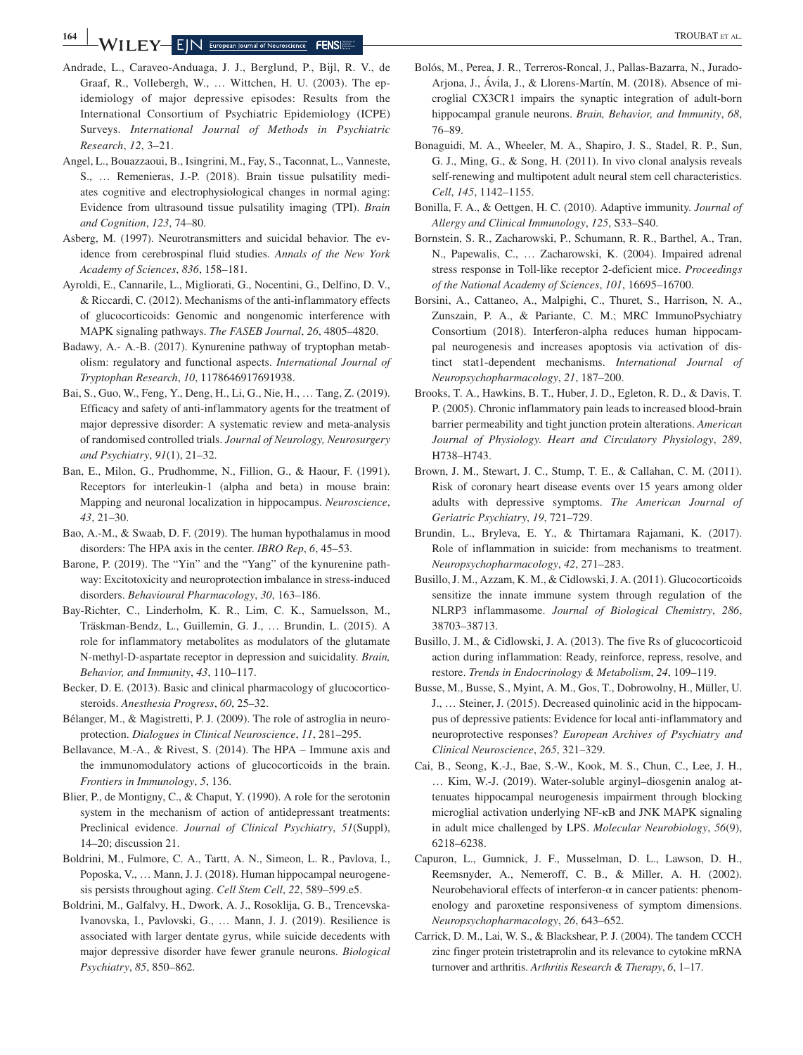Andrade, L., Caraveo-Anduaga, J. J., Berglund, P., Bijl, R. V., de Graaf, R., Vollebergh, W., … Wittchen, H. U. (2003). The epidemiology of major depressive episodes: Results from the International Consortium of Psychiatric Epidemiology (ICPE) Surveys. *International Journal of Methods in Psychiatric Research*, *12*, 3–21.

Angel, L., Bouazzaoui, B., Isingrini, M., Fay, S., Taconnat, L., Vanneste, S., … Remenieras, J.-P. (2018). Brain tissue pulsatility mediates cognitive and electrophysiological changes in normal aging: Evidence from ultrasound tissue pulsatility imaging (TPI). *Brain and Cognition*, *123*, 74–80.

Asberg, M. (1997). Neurotransmitters and suicidal behavior. The evidence from cerebrospinal fluid studies. *Annals of the New York Academy of Sciences*, *836*, 158–181.

Ayroldi, E., Cannarile, L., Migliorati, G., Nocentini, G., Delfino, D. V., & Riccardi, C. (2012). Mechanisms of the anti-inflammatory effects of glucocorticoids: Genomic and nongenomic interference with MAPK signaling pathways. *The FASEB Journal*, *26*, 4805–4820.

Badawy, A.- A.-B. (2017). Kynurenine pathway of tryptophan metabolism: regulatory and functional aspects. *International Journal of Tryptophan Research*, *10*, 1178646917691938.

Bai, S., Guo, W., Feng, Y., Deng, H., Li, G., Nie, H., … Tang, Z. (2019). Efficacy and safety of anti-inflammatory agents for the treatment of major depressive disorder: A systematic review and meta-analysis of randomised controlled trials. *Journal of Neurology, Neurosurgery and Psychiatry*, *91*(1), 21–32.

Ban, E., Milon, G., Prudhomme, N., Fillion, G., & Haour, F. (1991). Receptors for interleukin-1 (alpha and beta) in mouse brain: Mapping and neuronal localization in hippocampus. *Neuroscience*, *43*, 21–30.

Bao, A.-M., & Swaab, D. F. (2019). The human hypothalamus in mood disorders: The HPA axis in the center. *IBRO Rep*, *6*, 45–53.

Barone, P. (2019). The "Yin" and the "Yang" of the kynurenine pathway: Excitotoxicity and neuroprotection imbalance in stress-induced disorders. *Behavioural Pharmacology*, *30*, 163–186.

Bay-Richter, C., Linderholm, K. R., Lim, C. K., Samuelsson, M., Träskman-Bendz, L., Guillemin, G. J., … Brundin, L. (2015). A role for inflammatory metabolites as modulators of the glutamate N-methyl-D-aspartate receptor in depression and suicidality. *Brain, Behavior, and Immunity*, *43*, 110–117.

Becker, D. E. (2013). Basic and clinical pharmacology of glucocorticosteroids. *Anesthesia Progress*, *60*, 25–32.

Bélanger, M., & Magistretti, P. J. (2009). The role of astroglia in neuroprotection. *Dialogues in Clinical Neuroscience*, *11*, 281–295.

Bellavance, M.-A., & Rivest, S. (2014). The HPA – Immune axis and the immunomodulatory actions of glucocorticoids in the brain. *Frontiers in Immunology*, *5*, 136.

Blier, P., de Montigny, C., & Chaput, Y. (1990). A role for the serotonin system in the mechanism of action of antidepressant treatments: Preclinical evidence. *Journal of Clinical Psychiatry*, *51*(Suppl), 14–20; discussion 21.

Boldrini, M., Fulmore, C. A., Tartt, A. N., Simeon, L. R., Pavlova, I., Poposka, V., … Mann, J. J. (2018). Human hippocampal neurogenesis persists throughout aging. *Cell Stem Cell*, *22*, 589–599.e5.

Boldrini, M., Galfalvy, H., Dwork, A. J., Rosoklija, G. B., Trencevska-Ivanovska, I., Pavlovski, G., … Mann, J. J. (2019). Resilience is associated with larger dentate gyrus, while suicide decedents with major depressive disorder have fewer granule neurons. *Biological Psychiatry*, *85*, 850–862.

Bolós, M., Perea, J. R., Terreros-Roncal, J., Pallas-Bazarra, N., Jurado-Arjona, J., Ávila, J., & Llorens-Martín, M. (2018). Absence of microglial CX3CR1 impairs the synaptic integration of adult-born hippocampal granule neurons. *Brain, Behavior, and Immunity*, *68*, 76–89.

Bonaguidi, M. A., Wheeler, M. A., Shapiro, J. S., Stadel, R. P., Sun, G. J., Ming, G., & Song, H. (2011). In vivo clonal analysis reveals self-renewing and multipotent adult neural stem cell characteristics. *Cell*, *145*, 1142–1155.

Bonilla, F. A., & Oettgen, H. C. (2010). Adaptive immunity. *Journal of Allergy and Clinical Immunology*, *125*, S33–S40.

Bornstein, S. R., Zacharowski, P., Schumann, R. R., Barthel, A., Tran, N., Papewalis, C., … Zacharowski, K. (2004). Impaired adrenal stress response in Toll-like receptor 2-deficient mice. *Proceedings of the National Academy of Sciences*, *101*, 16695–16700.

Borsini, A., Cattaneo, A., Malpighi, C., Thuret, S., Harrison, N. A., Zunszain, P. A., & Pariante, C. M.; MRC ImmunoPsychiatry Consortium (2018). Interferon-alpha reduces human hippocampal neurogenesis and increases apoptosis via activation of distinct stat1-dependent mechanisms. *International Journal of Neuropsychopharmacology*, *21*, 187–200.

Brooks, T. A., Hawkins, B. T., Huber, J. D., Egleton, R. D., & Davis, T. P. (2005). Chronic inflammatory pain leads to increased blood-brain barrier permeability and tight junction protein alterations. *American Journal of Physiology. Heart and Circulatory Physiology*, *289*, H738–H743.

Brown, J. M., Stewart, J. C., Stump, T. E., & Callahan, C. M. (2011). Risk of coronary heart disease events over 15 years among older adults with depressive symptoms. *The American Journal of Geriatric Psychiatry*, *19*, 721–729.

Brundin, L., Bryleva, E. Y., & Thirtamara Rajamani, K. (2017). Role of inflammation in suicide: from mechanisms to treatment. *Neuropsychopharmacology*, *42*, 271–283.

Busillo, J. M., Azzam, K. M., & Cidlowski, J. A. (2011). Glucocorticoids sensitize the innate immune system through regulation of the NLRP3 inflammasome. *Journal of Biological Chemistry*, *286*, 38703–38713.

Busillo, J. M., & Cidlowski, J. A. (2013). The five Rs of glucocorticoid action during inflammation: Ready, reinforce, repress, resolve, and restore. *Trends in Endocrinology & Metabolism*, *24*, 109–119.

Busse, M., Busse, S., Myint, A. M., Gos, T., Dobrowolny, H., Müller, U. J., … Steiner, J. (2015). Decreased quinolinic acid in the hippocampus of depressive patients: Evidence for local anti-inflammatory and neuroprotective responses? *European Archives of Psychiatry and Clinical Neuroscience*, *265*, 321–329.

Cai, B., Seong, K.-J., Bae, S.-W., Kook, M. S., Chun, C., Lee, J. H., … Kim, W.-J. (2019). Water-soluble arginyl–diosgenin analog attenuates hippocampal neurogenesis impairment through blocking microglial activation underlying NF-κB and JNK MAPK signaling in adult mice challenged by LPS. *Molecular Neurobiology*, *56*(9), 6218–6238.

Capuron, L., Gumnick, J. F., Musselman, D. L., Lawson, D. H., Reemsnyder, A., Nemeroff, C. B., & Miller, A. H. (2002). Neurobehavioral effects of interferon-α in cancer patients: phenomenology and paroxetine responsiveness of symptom dimensions. *Neuropsychopharmacology*, *26*, 643–652.

Carrick, D. M., Lai, W. S., & Blackshear, P. J. (2004). The tandem CCCH zinc finger protein tristetraprolin and its relevance to cytokine mRNA turnover and arthritis. *Arthritis Research & Therapy*, *6*, 1–17.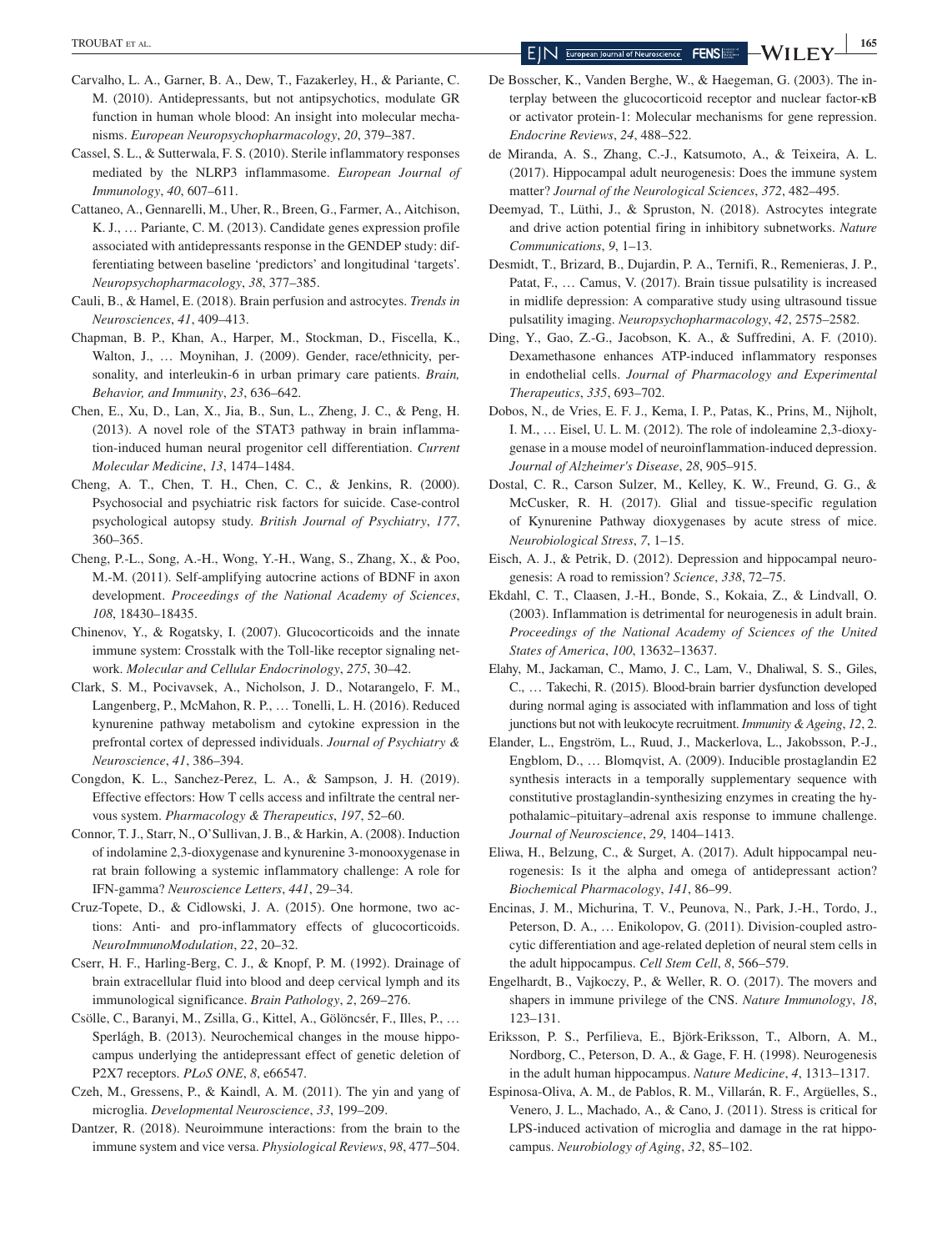Carvalho, L. A., Garner, B. A., Dew, T., Fazakerley, H., & Pariante, C. M. (2010). Antidepressants, but not antipsychotics, modulate GR function in human whole blood: An insight into molecular mechanisms. *European Neuropsychopharmacology*, *20*, 379–387.

Cassel, S. L., & Sutterwala, F. S. (2010). Sterile inflammatory responses mediated by the NLRP3 inflammasome. *European Journal of Immunology*, *40*, 607–611.

Cattaneo, A., Gennarelli, M., Uher, R., Breen, G., Farmer, A., Aitchison, K. J., … Pariante, C. M. (2013). Candidate genes expression profile associated with antidepressants response in the GENDEP study: differentiating between baseline 'predictors' and longitudinal 'targets'. *Neuropsychopharmacology*, *38*, 377–385.

Cauli, B., & Hamel, E. (2018). Brain perfusion and astrocytes. *Trends in Neurosciences*, *41*, 409–413.

Chapman, B. P., Khan, A., Harper, M., Stockman, D., Fiscella, K., Walton, J., … Moynihan, J. (2009). Gender, race/ethnicity, personality, and interleukin-6 in urban primary care patients. *Brain, Behavior, and Immunity*, *23*, 636–642.

Chen, E., Xu, D., Lan, X., Jia, B., Sun, L., Zheng, J. C., & Peng, H. (2013). A novel role of the STAT3 pathway in brain inflammation-induced human neural progenitor cell differentiation. *Current Molecular Medicine*, *13*, 1474–1484.

Cheng, A. T., Chen, T. H., Chen, C. C., & Jenkins, R. (2000). Psychosocial and psychiatric risk factors for suicide. Case-control psychological autopsy study. *British Journal of Psychiatry*, *177*, 360–365.

Cheng, P.-L., Song, A.-H., Wong, Y.-H., Wang, S., Zhang, X., & Poo, M.-M. (2011). Self-amplifying autocrine actions of BDNF in axon development. *Proceedings of the National Academy of Sciences*, *108*, 18430–18435.

Chinenov, Y., & Rogatsky, I. (2007). Glucocorticoids and the innate immune system: Crosstalk with the Toll-like receptor signaling network. *Molecular and Cellular Endocrinology*, *275*, 30–42.

Clark, S. M., Pocivavsek, A., Nicholson, J. D., Notarangelo, F. M., Langenberg, P., McMahon, R. P., … Tonelli, L. H. (2016). Reduced kynurenine pathway metabolism and cytokine expression in the prefrontal cortex of depressed individuals. *Journal of Psychiatry & Neuroscience*, *41*, 386–394.

Congdon, K. L., Sanchez-Perez, L. A., & Sampson, J. H. (2019). Effective effectors: How T cells access and infiltrate the central nervous system. *Pharmacology & Therapeutics*, *197*, 52–60.

Connor, T. J., Starr, N., O'Sullivan, J. B., & Harkin, A. (2008). Induction of indolamine 2,3-dioxygenase and kynurenine 3-monooxygenase in rat brain following a systemic inflammatory challenge: A role for IFN-gamma? *Neuroscience Letters*, *441*, 29–34.

Cruz-Topete, D., & Cidlowski, J. A. (2015). One hormone, two actions: Anti- and pro-inflammatory effects of glucocorticoids. *NeuroImmunoModulation*, *22*, 20–32.

Cserr, H. F., Harling-Berg, C. J., & Knopf, P. M. (1992). Drainage of brain extracellular fluid into blood and deep cervical lymph and its immunological significance. *Brain Pathology*, *2*, 269–276.

Csölle, C., Baranyi, M., Zsilla, G., Kittel, A., Gölöncsér, F., Illes, P., … Sperlágh, B. (2013). Neurochemical changes in the mouse hippocampus underlying the antidepressant effect of genetic deletion of P2X7 receptors. *PLoS ONE*, *8*, e66547.

Czeh, M., Gressens, P., & Kaindl, A. M. (2011). The yin and yang of microglia. *Developmental Neuroscience*, *33*, 199–209.

Dantzer, R. (2018). Neuroimmune interactions: from the brain to the immune system and vice versa. *Physiological Reviews*, *98*, 477–504.

De Bosscher, K., Vanden Berghe, W., & Haegeman, G. (2003). The interplay between the glucocorticoid receptor and nuclear factor-κB or activator protein-1: Molecular mechanisms for gene repression. *Endocrine Reviews*, *24*, 488–522.

de Miranda, A. S., Zhang, C.-J., Katsumoto, A., & Teixeira, A. L. (2017). Hippocampal adult neurogenesis: Does the immune system matter? *Journal of the Neurological Sciences*, *372*, 482–495.

Deemyad, T., Lüthi, J., & Spruston, N. (2018). Astrocytes integrate and drive action potential firing in inhibitory subnetworks. *Nature Communications*, *9*, 1–13.

Desmidt, T., Brizard, B., Dujardin, P. A., Ternifi, R., Remenieras, J. P., Patat, F., … Camus, V. (2017). Brain tissue pulsatility is increased in midlife depression: A comparative study using ultrasound tissue pulsatility imaging. *Neuropsychopharmacology*, *42*, 2575–2582.

Ding, Y., Gao, Z.-G., Jacobson, K. A., & Suffredini, A. F. (2010). Dexamethasone enhances ATP-induced inflammatory responses in endothelial cells. *Journal of Pharmacology and Experimental Therapeutics*, *335*, 693–702.

Dobos, N., de Vries, E. F. J., Kema, I. P., Patas, K., Prins, M., Nijholt, I. M., … Eisel, U. L. M. (2012). The role of indoleamine 2,3-dioxygenase in a mouse model of neuroinflammation-induced depression. *Journal of Alzheimer's Disease*, *28*, 905–915.

Dostal, C. R., Carson Sulzer, M., Kelley, K. W., Freund, G. G., & McCusker, R. H. (2017). Glial and tissue-specific regulation of Kynurenine Pathway dioxygenases by acute stress of mice. *Neurobiological Stress*, *7*, 1–15.

Eisch, A. J., & Petrik, D. (2012). Depression and hippocampal neurogenesis: A road to remission? *Science*, *338*, 72–75.

Ekdahl, C. T., Claasen, J.-H., Bonde, S., Kokaia, Z., & Lindvall, O. (2003). Inflammation is detrimental for neurogenesis in adult brain. *Proceedings of the National Academy of Sciences of the United States of America*, *100*, 13632–13637.

Elahy, M., Jackaman, C., Mamo, J. C., Lam, V., Dhaliwal, S. S., Giles, C., … Takechi, R. (2015). Blood-brain barrier dysfunction developed during normal aging is associated with inflammation and loss of tight junctions but not with leukocyte recruitment. *Immunity & Ageing*, *12*, 2.

Elander, L., Engström, L., Ruud, J., Mackerlova, L., Jakobsson, P.-J., Engblom, D., … Blomqvist, A. (2009). Inducible prostaglandin E2 synthesis interacts in a temporally supplementary sequence with constitutive prostaglandin-synthesizing enzymes in creating the hypothalamic–pituitary–adrenal axis response to immune challenge. *Journal of Neuroscience*, *29*, 1404–1413.

Eliwa, H., Belzung, C., & Surget, A. (2017). Adult hippocampal neurogenesis: Is it the alpha and omega of antidepressant action? *Biochemical Pharmacology*, *141*, 86–99.

Encinas, J. M., Michurina, T. V., Peunova, N., Park, J.-H., Tordo, J., Peterson, D. A., … Enikolopov, G. (2011). Division-coupled astrocytic differentiation and age-related depletion of neural stem cells in the adult hippocampus. *Cell Stem Cell*, *8*, 566–579.

Engelhardt, B., Vajkoczy, P., & Weller, R. O. (2017). The movers and shapers in immune privilege of the CNS. *Nature Immunology*, *18*, 123–131.

Eriksson, P. S., Perfilieva, E., Björk-Eriksson, T., Alborn, A. M., Nordborg, C., Peterson, D. A., & Gage, F. H. (1998). Neurogenesis in the adult human hippocampus. *Nature Medicine*, *4*, 1313–1317.

Espinosa-Oliva, A. M., de Pablos, R. M., Villarán, R. F., Argüelles, S., Venero, J. L., Machado, A., & Cano, J. (2011). Stress is critical for LPS-induced activation of microglia and damage in the rat hippocampus. *Neurobiology of Aging*, *32*, 85–102.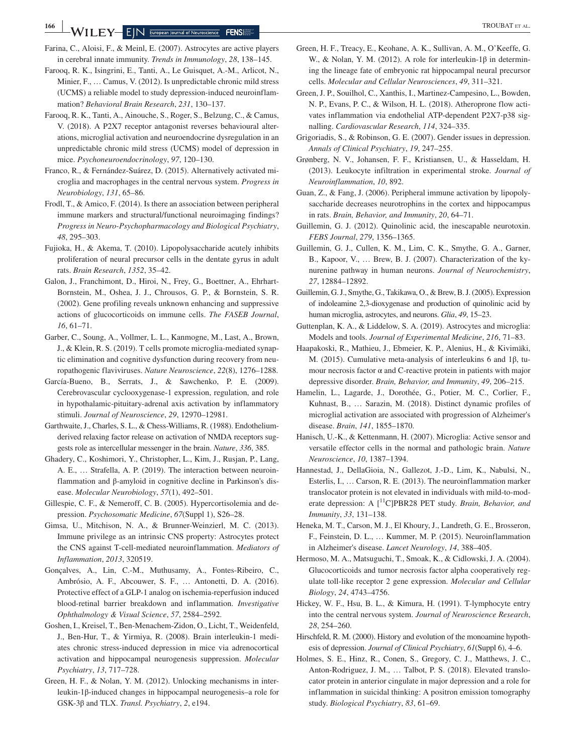Farina, C., Aloisi, F., & Meinl, E. (2007). Astrocytes are active players in cerebral innate immunity. *Trends in Immunology*, *28*, 138–145.

Farooq, R. K., Isingrini, E., Tanti, A., Le Guisquet, A.-M., Arlicot, N., Minier, F., … Camus, V. (2012). Is unpredictable chronic mild stress (UCMS) a reliable model to study depression-induced neuroinflammation? *Behavioral Brain Research*, *231*, 130–137.

Farooq, R. K., Tanti, A., Ainouche, S., Roger, S., Belzung, C., & Camus, V. (2018). A P2X7 receptor antagonist reverses behavioural alterations, microglial activation and neuroendocrine dysregulation in an unpredictable chronic mild stress (UCMS) model of depression in mice. *Psychoneuroendocrinology*, *97*, 120–130.

Franco, R., & Fernández-Suárez, D. (2015). Alternatively activated microglia and macrophages in the central nervous system. *Progress in Neurobiology*, *131*, 65–86.

Frodl, T., & Amico, F. (2014). Is there an association between peripheral immune markers and structural/functional neuroimaging findings? *Progress in Neuro-Psychopharmacology and Biological Psychiatry*, *48*, 295–303.

Fujioka, H., & Akema, T. (2010). Lipopolysaccharide acutely inhibits proliferation of neural precursor cells in the dentate gyrus in adult rats. *Brain Research*, *1352*, 35–42.

Galon, J., Franchimont, D., Hiroi, N., Frey, G., Boettner, A., Ehrhart-Bornstein, M., Oshea, J. J., Chrousos, G. P., & Bornstein, S. R. (2002). Gene profiling reveals unknown enhancing and suppressive actions of glucocorticoids on immune cells. *The FASEB Journal*, *16*, 61–71.

Garber, C., Soung, A., Vollmer, L. L., Kanmogne, M., Last, A., Brown, J., & Klein, R. S. (2019). T cells promote microglia-mediated synaptic elimination and cognitive dysfunction during recovery from neuropathogenic flaviviruses. *Nature Neuroscience*, *22*(8), 1276–1288.

García-Bueno, B., Serrats, J., & Sawchenko, P. E. (2009). Cerebrovascular cyclooxygenase-1 expression, regulation, and role in hypothalamic-pituitary-adrenal axis activation by inflammatory stimuli. *Journal of Neuroscience*, *29*, 12970–12981.

Garthwaite, J., Charles, S. L., & Chess-Williams, R. (1988). Endothelium-derived relaxing factor release on activation of NMDA receptors suggests role as intercellular messenger in the brain. *Nature*, *336*, 385.

Ghadery, C., Koshimori, Y., Christopher, L., Kim, J., Rusjan, P., Lang, A. E., … Strafella, A. P. (2019). The interaction between neuroinflammation and β-amyloid in cognitive decline in Parkinson's disease. *Molecular Neurobiology*, *57*(1), 492–501.

Gillespie, C. F., & Nemeroff, C. B. (2005). Hypercortisolemia and depression. *Psychosomatic Medicine*, *67*(Suppl 1), S26–28.

Gimsa, U., Mitchison, N. A., & Brunner-Weinzierl, M. C. (2013). Immune privilege as an intrinsic CNS property: Astrocytes protect the CNS against T-cell-mediated neuroinflammation. *Mediators of Inflammation*, *2013*, 320519.

Gonçalves, A., Lin, C.-M., Muthusamy, A., Fontes-Ribeiro, C., Ambrósio, A. F., Abcouwer, S. F., … Antonetti, D. A. (2016). Protective effect of a GLP-1 analog on ischemia-reperfusion induced blood-retinal barrier breakdown and inflammation. *Investigative Ophthalmology & Visual Science*, *57*, 2584–2592.

Goshen, I., Kreisel, T., Ben-Menachem-Zidon, O., Licht, T., Weidenfeld, J., Ben-Hur, T., & Yirmiya, R. (2008). Brain interleukin-1 mediates chronic stress-induced depression in mice via adrenocortical activation and hippocampal neurogenesis suppression. *Molecular Psychiatry*, *13*, 717–728.

Green, H. F., & Nolan, Y. M. (2012). Unlocking mechanisms in interleukin-1β-induced changes in hippocampal neurogenesis–a role for GSK-3β and TLX. *Transl. Psychiatry*, *2*, e194.

Green, H. F., Treacy, E., Keohane, A. K., Sullivan, A. M., O'Keeffe, G. W., & Nolan, Y. M. (2012). A role for interleukin-1β in determining the lineage fate of embryonic rat hippocampal neural precursor cells. *Molecular and Cellular Neurosciences*, *49*, 311–321.

Green, J. P., Souilhol, C., Xanthis, I., Martinez-Campesino, L., Bowden, N. P., Evans, P. C., & Wilson, H. L. (2018). Atheroprone flow activates inflammation via endothelial ATP-dependent P2X7-p38 signalling. *Cardiovascular Research*, *114*, 324–335.

Grigoriadis, S., & Robinson, G. E. (2007). Gender issues in depression. *Annals of Clinical Psychiatry*, *19*, 247–255.

Grønberg, N. V., Johansen, F. F., Kristiansen, U., & Hasseldam, H. (2013). Leukocyte infiltration in experimental stroke. *Journal of Neuroinflammation*, *10*, 892.

Guan, Z., & Fang, J. (2006). Peripheral immune activation by lipopolysaccharide decreases neurotrophins in the cortex and hippocampus in rats. *Brain, Behavior, and Immunity*, *20*, 64–71.

Guillemin, G. J. (2012). Quinolinic acid, the inescapable neurotoxin. *FEBS Journal*, *279*, 1356–1365.

Guillemin, G. J., Cullen, K. M., Lim, C. K., Smythe, G. A., Garner, B., Kapoor, V., … Brew, B. J. (2007). Characterization of the kynurenine pathway in human neurons. *Journal of Neurochemistry*, *27*, 12884–12892.

Guillemin, G. J., Smythe, G., Takikawa, O., & Brew, B. J. (2005). Expression of indoleamine 2,3-dioxygenase and production of quinolinic acid by human microglia, astrocytes, and neurons. *Glia*, *49*, 15–23.

Guttenplan, K. A., & Liddelow, S. A. (2019). Astrocytes and microglia: Models and tools. *Journal of Experimental Medicine*, *216*, 71–83.

Haapakoski, R., Mathieu, J., Ebmeier, K. P., Alenius, H., & Kivimäki, M. (2015). Cumulative meta-analysis of interleukins 6 and 1β, tumour necrosis factor α and C-reactive protein in patients with major depressive disorder. *Brain, Behavior, and Immunity*, *49*, 206–215.

Hamelin, L., Lagarde, J., Dorothée, G., Potier, M. C., Corlier, F., Kuhnast, B., … Sarazin, M. (2018). Distinct dynamic profiles of microglial activation are associated with progression of Alzheimer's disease. *Brain*, *141*, 1855–1870.

Hanisch, U.-K., & Kettenmann, H. (2007). Microglia: Active sensor and versatile effector cells in the normal and pathologic brain. *Nature Neuroscience*, *10*, 1387–1394.

Hannestad, J., DellaGioia, N., Gallezot, J.-D., Lim, K., Nabulsi, N., Esterlis, I., … Carson, R. E. (2013). The neuroinflammation marker translocator protein is not elevated in individuals with mild-to-moderate depression: A [$^{11}$C]PBR28 PET study. *Brain, Behavior, and Immunity*, *33*, 131–138.

Heneka, M. T., Carson, M. J., El Khoury, J., Landreth, G. E., Brosseron, F., Feinstein, D. L., … Kummer, M. P. (2015). Neuroinflammation in Alzheimer's disease. *Lancet Neurology*, *14*, 388–405.

Hermoso, M. A., Matsuguchi, T., Smoak, K., & Cidlowski, J. A. (2004). Glucocorticoids and tumor necrosis factor alpha cooperatively regulate toll-like receptor 2 gene expression. *Molecular and Cellular Biology*, *24*, 4743–4756.

Hickey, W. F., Hsu, B. L., & Kimura, H. (1991). T-lymphocyte entry into the central nervous system. *Journal of Neuroscience Research*, *28*, 254–260.

Hirschfeld, R. M. (2000). History and evolution of the monoamine hypothesis of depression. *Journal of Clinical Psychiatry*, *61*(Suppl 6), 4–6.

Holmes, S. E., Hinz, R., Conen, S., Gregory, C. J., Matthews, J. C., Anton-Rodriguez, J. M., … Talbot, P. S. (2018). Elevated translocator protein in anterior cingulate in major depression and a role for inflammation in suicidal thinking: A positron emission tomography study. *Biological Psychiatry*, *83*, 61–69.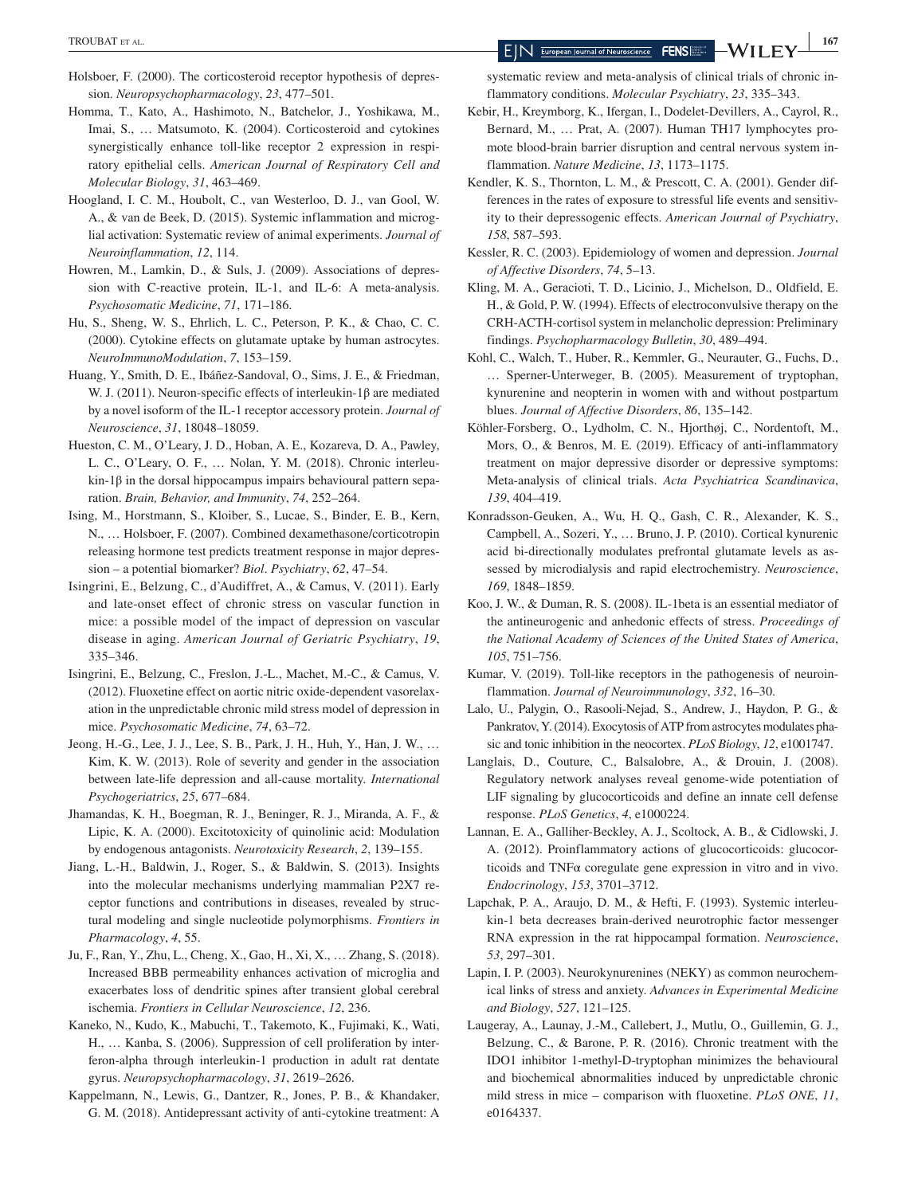Holsboer, F. (2000). The corticosteroid receptor hypothesis of depression. *Neuropsychopharmacology*, *23*, 477–501.

Homma, T., Kato, A., Hashimoto, N., Batchelor, J., Yoshikawa, M., Imai, S., … Matsumoto, K. (2004). Corticosteroid and cytokines synergistically enhance toll-like receptor 2 expression in respiratory epithelial cells. *American Journal of Respiratory Cell and Molecular Biology*, *31*, 463–469.

Hoogland, I. C. M., Houbolt, C., van Westerloo, D. J., van Gool, W. A., & van de Beek, D. (2015). Systemic inflammation and microglial activation: Systematic review of animal experiments. *Journal of Neuroinflammation*, *12*, 114.

Howren, M., Lamkin, D., & Suls, J. (2009). Associations of depression with C-reactive protein, IL-1, and IL-6: A meta-analysis. *Psychosomatic Medicine*, *71*, 171–186.

Hu, S., Sheng, W. S., Ehrlich, L. C., Peterson, P. K., & Chao, C. C. (2000). Cytokine effects on glutamate uptake by human astrocytes. *NeuroImmunoModulation*, *7*, 153–159.

Huang, Y., Smith, D. E., Ibáñez-Sandoval, O., Sims, J. E., & Friedman, W. J. (2011). Neuron-specific effects of interleukin-1β are mediated by a novel isoform of the IL-1 receptor accessory protein. *Journal of Neuroscience*, *31*, 18048–18059.

Hueston, C. M., O'Leary, J. D., Hoban, A. E., Kozareva, D. A., Pawley, L. C., O'Leary, O. F., … Nolan, Y. M. (2018). Chronic interleukin-1β in the dorsal hippocampus impairs behavioural pattern separation. *Brain, Behavior, and Immunity*, *74*, 252–264.

Ising, M., Horstmann, S., Kloiber, S., Lucae, S., Binder, E. B., Kern, N., … Holsboer, F. (2007). Combined dexamethasone/corticotropin releasing hormone test predicts treatment response in major depression – a potential biomarker? *Biol. Psychiatry*, *62*, 47–54.

Isingrini, E., Belzung, C., d'Audiffret, A., & Camus, V. (2011). Early and late-onset effect of chronic stress on vascular function in mice: a possible model of the impact of depression on vascular disease in aging. *American Journal of Geriatric Psychiatry*, *19*, 335–346.

Isingrini, E., Belzung, C., Freslon, J.-L., Machet, M.-C., & Camus, V. (2012). Fluoxetine effect on aortic nitric oxide-dependent vasorelaxation in the unpredictable chronic mild stress model of depression in mice. *Psychosomatic Medicine*, *74*, 63–72.

Jeong, H.-G., Lee, J. J., Lee, S. B., Park, J. H., Huh, Y., Han, J. W., … Kim, K. W. (2013). Role of severity and gender in the association between late-life depression and all-cause mortality. *International Psychogeriatrics*, *25*, 677–684.

Jhamandas, K. H., Boegman, R. J., Beninger, R. J., Miranda, A. F., & Lipic, K. A. (2000). Excitotoxicity of quinolinic acid: Modulation by endogenous antagonists. *Neurotoxicity Research*, *2*, 139–155.

Jiang, L.-H., Baldwin, J., Roger, S., & Baldwin, S. (2013). Insights into the molecular mechanisms underlying mammalian P2X7 receptor functions and contributions in diseases, revealed by structural modeling and single nucleotide polymorphisms. *Frontiers in Pharmacology*, *4*, 55.

Ju, F., Ran, Y., Zhu, L., Cheng, X., Gao, H., Xi, X., … Zhang, S. (2018). Increased BBB permeability enhances activation of microglia and exacerbates loss of dendritic spines after transient global cerebral ischemia. *Frontiers in Cellular Neuroscience*, *12*, 236.

Kaneko, N., Kudo, K., Mabuchi, T., Takemoto, K., Fujimaki, K., Wati, H., … Kanba, S. (2006). Suppression of cell proliferation by interferon-alpha through interleukin-1 production in adult rat dentate gyrus. *Neuropsychopharmacology*, *31*, 2619–2626.

Kappelmann, N., Lewis, G., Dantzer, R., Jones, P. B., & Khandaker, G. M. (2018). Antidepressant activity of anti-cytokine treatment: A systematic review and meta-analysis of clinical trials of chronic inflammatory conditions. *Molecular Psychiatry*, *23*, 335–343.

Kebir, H., Kreymborg, K., Ifergan, I., Dodelet-Devillers, A., Cayrol, R., Bernard, M., … Prat, A. (2007). Human TH17 lymphocytes promote blood-brain barrier disruption and central nervous system inflammation. *Nature Medicine*, *13*, 1173–1175.

Kendler, K. S., Thornton, L. M., & Prescott, C. A. (2001). Gender differences in the rates of exposure to stressful life events and sensitivity to their depressogenic effects. *American Journal of Psychiatry*, *158*, 587–593.

Kessler, R. C. (2003). Epidemiology of women and depression. *Journal of Affective Disorders*, *74*, 5–13.

Kling, M. A., Geracioti, T. D., Licinio, J., Michelson, D., Oldfield, E. H., & Gold, P. W. (1994). Effects of electroconvulsive therapy on the CRH-ACTH-cortisol system in melancholic depression: Preliminary findings. *Psychopharmacology Bulletin*, *30*, 489–494.

Kohl, C., Walch, T., Huber, R., Kemmler, G., Neurauter, G., Fuchs, D., … Sperner-Unterweger, B. (2005). Measurement of tryptophan, kynurenine and neopterin in women with and without postpartum blues. *Journal of Affective Disorders*, *86*, 135–142.

Köhler-Forsberg, O., Lydholm, C. N., Hjorthøj, C., Nordentoft, M., Mors, O., & Benros, M. E. (2019). Efficacy of anti-inflammatory treatment on major depressive disorder or depressive symptoms: Meta-analysis of clinical trials. *Acta Psychiatrica Scandinavica*, *139*, 404–419.

Konradsson-Geuken, A., Wu, H. Q., Gash, C. R., Alexander, K. S., Campbell, A., Sozeri, Y., … Bruno, J. P. (2010). Cortical kynurenic acid bi-directionally modulates prefrontal glutamate levels as assessed by microdialysis and rapid electrochemistry. *Neuroscience*, *169*, 1848–1859.

Koo, J. W., & Duman, R. S. (2008). IL-1beta is an essential mediator of the antineurogenic and anhedonic effects of stress. *Proceedings of the National Academy of Sciences of the United States of America*, *105*, 751–756.

Kumar, V. (2019). Toll-like receptors in the pathogenesis of neuroinflammation. *Journal of Neuroimmunology*, *332*, 16–30.

Lalo, U., Palygin, O., Rasooli-Nejad, S., Andrew, J., Haydon, P. G., & Pankratov, Y. (2014). Exocytosis of ATP from astrocytes modulates phasic and tonic inhibition in the neocortex. *PLoS Biology*, *12*, e1001747.

Langlais, D., Couture, C., Balsalobre, A., & Drouin, J. (2008). Regulatory network analyses reveal genome-wide potentiation of LIF signaling by glucocorticoids and define an innate cell defense response. *PLoS Genetics*, *4*, e1000224.

Lannan, E. A., Galliher-Beckley, A. J., Scoltock, A. B., & Cidlowski, J. A. (2012). Proinflammatory actions of glucocorticoids: glucocorticoids and TNFα coregulate gene expression in vitro and in vivo. *Endocrinology*, *153*, 3701–3712.

Lapchak, P. A., Araujo, D. M., & Hefti, F. (1993). Systemic interleukin-1 beta decreases brain-derived neurotrophic factor messenger RNA expression in the rat hippocampal formation. *Neuroscience*, *53*, 297–301.

Lapin, I. P. (2003). Neurokynurenines (NEKY) as common neurochemical links of stress and anxiety. *Advances in Experimental Medicine and Biology*, *527*, 121–125.

Laugeray, A., Launay, J.-M., Callebert, J., Mutlu, O., Guillemin, G. J., Belzung, C., & Barone, P. R. (2016). Chronic treatment with the IDO1 inhibitor 1-methyl-D-tryptophan minimizes the behavioural and biochemical abnormalities induced by unpredictable chronic mild stress in mice – comparison with fluoxetine. *PLoS ONE*, *11*, e0164337.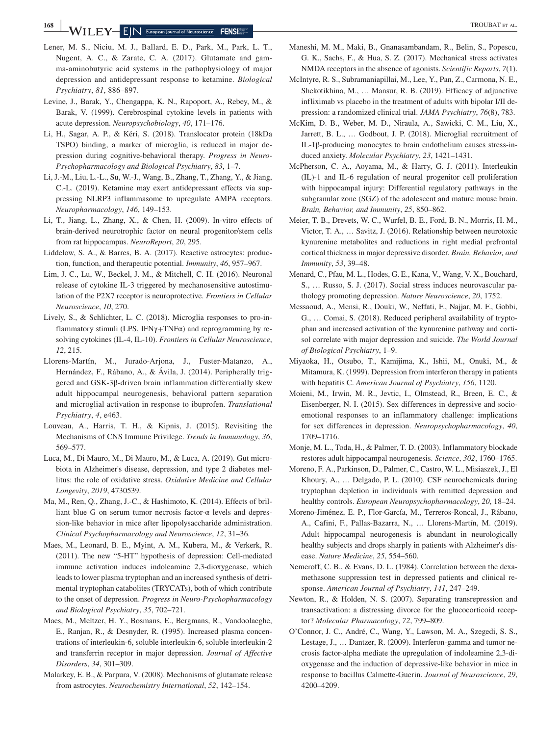Lener, M. S., Niciu, M. J., Ballard, E. D., Park, M., Park, L. T., Nugent, A. C., & Zarate, C. A. (2017). Glutamate and gamma-aminobutyric acid systems in the pathophysiology of major depression and antidepressant response to ketamine. *Biological Psychiatry*, *81*, 886–897.

Levine, J., Barak, Y., Chengappa, K. N., Rapoport, A., Rebey, M., & Barak, V. (1999). Cerebrospinal cytokine levels in patients with acute depression. *Neuropsychobiology*, *40*, 171–176.

Li, H., Sagar, A. P., & Kéri, S. (2018). Translocator protein (18kDa TSPO) binding, a marker of microglia, is reduced in major depression during cognitive-behavioral therapy. *Progress in Neuro-Psychopharmacology and Biological Psychiatry*, *83*, 1–7.

Li, J.-M., Liu, L.-L., Su, W.-J., Wang, B., Zhang, T., Zhang, Y., & Jiang, C.-L. (2019). Ketamine may exert antidepressant effects via suppressing NLRP3 inflammasome to upregulate AMPA receptors. *Neuropharmacology*, *146*, 149–153.

Li, T., Jiang, L., Zhang, X., & Chen, H. (2009). In-vitro effects of brain-derived neurotrophic factor on neural progenitor/stem cells from rat hippocampus. *NeuroReport*, *20*, 295.

Liddelow, S. A., & Barres, B. A. (2017). Reactive astrocytes: production, function, and therapeutic potential. *Immunity*, *46*, 957–967.

Lim, J. C., Lu, W., Beckel, J. M., & Mitchell, C. H. (2016). Neuronal release of cytokine IL-3 triggered by mechanosensitive autostimulation of the P2X7 receptor is neuroprotective. *Frontiers in Cellular Neuroscience*, *10*, 270.

Lively, S., & Schlichter, L. C. (2018). Microglia responses to pro-inflammatory stimuli (LPS, IFNγ+TNFα) and reprogramming by resolving cytokines (IL-4, IL-10). *Frontiers in Cellular Neuroscience*, *12*, 215.

Llorens-Martín, M., Jurado-Arjona, J., Fuster-Matanzo, A., Hernández, F., Rábano, A., & Ávila, J. (2014). Peripherally triggered and GSK-3β-driven brain inflammation differentially skew adult hippocampal neurogenesis, behavioral pattern separation and microglial activation in response to ibuprofen. *Translational Psychiatry*, *4*, e463.

Louveau, A., Harris, T. H., & Kipnis, J. (2015). Revisiting the Mechanisms of CNS Immune Privilege. *Trends in Immunology*, *36*, 569–577.

Luca, M., Di Mauro, M., Di Mauro, M., & Luca, A. (2019). Gut microbiota in Alzheimer's disease, depression, and type 2 diabetes mellitus: the role of oxidative stress. *Oxidative Medicine and Cellular Longevity*, *2019*, 4730539.

Ma, M., Ren, Q., Zhang, J.-C., & Hashimoto, K. (2014). Effects of brilliant blue G on serum tumor necrosis factor-α levels and depression-like behavior in mice after lipopolysaccharide administration. *Clinical Psychopharmacology and Neuroscience*, *12*, 31–36.

Maes, M., Leonard, B. E., Myint, A. M., Kubera, M., & Verkerk, R. (2011). The new "5-HT" hypothesis of depression: Cell-mediated immune activation induces indoleamine 2,3-dioxygenase, which leads to lower plasma tryptophan and an increased synthesis of detrimental tryptophan catabolites (TRYCATs), both of which contribute to the onset of depression. *Progress in Neuro-Psychopharmacology and Biological Psychiatry*, *35*, 702–721.

Maes, M., Meltzer, H. Y., Bosmans, E., Bergmans, R., Vandoolaeghe, E., Ranjan, R., & Desnyder, R. (1995). Increased plasma concentrations of interleukin-6, soluble interleukin-6, soluble interleukin-2 and transferrin receptor in major depression. *Journal of Affective Disorders*, *34*, 301–309.

Malarkey, E. B., & Parpura, V. (2008). Mechanisms of glutamate release from astrocytes. *Neurochemistry International*, *52*, 142–154.

Maneshi, M. M., Maki, B., Gnanasambandam, R., Belin, S., Popescu, G. K., Sachs, F., & Hua, S. Z. (2017). Mechanical stress activates NMDA receptors in the absence of agonists. *Scientific Reports*, *7*(1).

McIntyre, R. S., Subramaniapillai, M., Lee, Y., Pan, Z., Carmona, N. E., Shekotikhina, M., … Mansur, R. B. (2019). Efficacy of adjunctive infliximab vs placebo in the treatment of adults with bipolar I/II depression: a randomized clinical trial. *JAMA Psychiatry*, *76*(8), 783.

McKim, D. B., Weber, M. D., Niraula, A., Sawicki, C. M., Liu, X., Jarrett, B. L., … Godbout, J. P. (2018). Microglial recruitment of IL-1β-producing monocytes to brain endothelium causes stress-induced anxiety. *Molecular Psychiatry*, *23*, 1421–1431.

McPherson, C. A., Aoyama, M., & Harry, G. J. (2011). Interleukin (IL)-1 and IL-6 regulation of neural progenitor cell proliferation with hippocampal injury: Differential regulatory pathways in the subgranular zone (SGZ) of the adolescent and mature mouse brain. *Brain, Behavior, and Immunity*, *25*, 850–862.

Meier, T. B., Drevets, W. C., Wurfel, B. E., Ford, B. N., Morris, H. M., Victor, T. A., … Savitz, J. (2016). Relationship between neurotoxic kynurenine metabolites and reductions in right medial prefrontal cortical thickness in major depressive disorder. *Brain, Behavior, and Immunity*, *53*, 39–48.

Menard, C., Pfau, M. L., Hodes, G. E., Kana, V., Wang, V. X., Bouchard, S., … Russo, S. J. (2017). Social stress induces neurovascular pathology promoting depression. *Nature Neuroscience*, *20*, 1752.

Messaoud, A., Mensi, R., Douki, W., Neffati, F., Najjar, M. F., Gobbi, G., … Comai, S. (2018). Reduced peripheral availability of tryptophan and increased activation of the kynurenine pathway and cortisol correlate with major depression and suicide. *The World Journal of Biological Psychiatry*, 1–9.

Miyaoka, H., Otsubo, T., Kamijima, K., Ishii, M., Onuki, M., & Mitamura, K. (1999). Depression from interferon therapy in patients with hepatitis C. *American Journal of Psychiatry*, *156*, 1120.

Moieni, M., Irwin, M. R., Jevtic, I., Olmstead, R., Breen, E. C., & Eisenberger, N. I. (2015). Sex differences in depressive and socioemotional responses to an inflammatory challenge: implications for sex differences in depression. *Neuropsychopharmacology*, *40*, 1709–1716.

Monje, M. L., Toda, H., & Palmer, T. D. (2003). Inflammatory blockade restores adult hippocampal neurogenesis. *Science*, *302*, 1760–1765.

Moreno, F. A., Parkinson, D., Palmer, C., Castro, W. L., Misiaszek, J., El Khoury, A., … Delgado, P. L. (2010). CSF neurochemicals during tryptophan depletion in individuals with remitted depression and healthy controls. *European Neuropsychopharmacology*, *20*, 18–24.

Moreno-Jiménez, E. P., Flor-García, M., Terreros-Roncal, J., Rábano, A., Cafini, F., Pallas-Bazarra, N., … Llorens-Martín, M. (2019). Adult hippocampal neurogenesis is abundant in neurologically healthy subjects and drops sharply in patients with Alzheimer's disease. *Nature Medicine*, *25*, 554–560.

Nemeroff, C. B., & Evans, D. L. (1984). Correlation between the dexamethasone suppression test in depressed patients and clinical response. *American Journal of Psychiatry*, *141*, 247–249.

Newton, R., & Holden, N. S. (2007). Separating transrepression and transactivation: a distressing divorce for the glucocorticoid receptor? *Molecular Pharmacology*, *72*, 799–809.

O'Connor, J. C., André, C., Wang, Y., Lawson, M. A., Szegedi, S. S., Lestage, J., … Dantzer, R. (2009). Interferon-gamma and tumor necrosis factor-alpha mediate the upregulation of indoleamine 2,3-dioxygenase and the induction of depressive-like behavior in mice in response to bacillus Calmette-Guerin. *Journal of Neuroscience*, *29*, 4200–4209.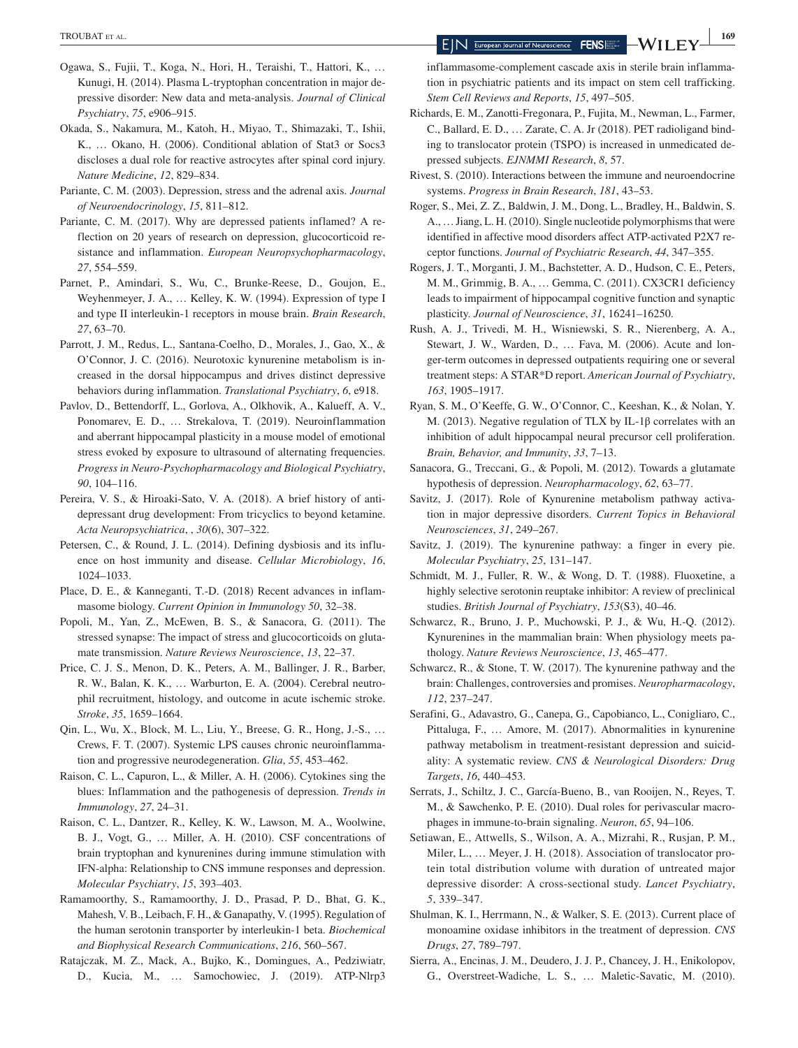Ogawa, S., Fujii, T., Koga, N., Hori, H., Teraishi, T., Hattori, K., … Kunugi, H. (2014). Plasma L-tryptophan concentration in major depressive disorder: New data and meta-analysis. *Journal of Clinical Psychiatry*, *75*, e906–915.

Okada, S., Nakamura, M., Katoh, H., Miyao, T., Shimazaki, T., Ishii, K., … Okano, H. (2006). Conditional ablation of Stat3 or Socs3 discloses a dual role for reactive astrocytes after spinal cord injury. *Nature Medicine*, *12*, 829–834.

Pariante, C. M. (2003). Depression, stress and the adrenal axis. *Journal of Neuroendocrinology*, *15*, 811–812.

Pariante, C. M. (2017). Why are depressed patients inflamed? A reflection on 20 years of research on depression, glucocorticoid resistance and inflammation. *European Neuropsychopharmacology*, *27*, 554–559.

Parnet, P., Amindari, S., Wu, C., Brunke-Reese, D., Goujon, E., Weyhenmeyer, J. A., … Kelley, K. W. (1994). Expression of type I and type II interleukin-1 receptors in mouse brain. *Brain Research*, *27*, 63–70.

Parrott, J. M., Redus, L., Santana-Coelho, D., Morales, J., Gao, X., & O'Connor, J. C. (2016). Neurotoxic kynurenine metabolism is increased in the dorsal hippocampus and drives distinct depressive behaviors during inflammation. *Translational Psychiatry*, *6*, e918.

Pavlov, D., Bettendorff, L., Gorlova, A., Olkhovik, A., Kalueff, A. V., Ponomarev, E. D., … Strekalova, T. (2019). Neuroinflammation and aberrant hippocampal plasticity in a mouse model of emotional stress evoked by exposure to ultrasound of alternating frequencies. *Progress in Neuro-Psychopharmacology and Biological Psychiatry*, *90*, 104–116.

Pereira, V. S., & Hiroaki-Sato, V. A. (2018). A brief history of antidepressant drug development: From tricyclics to beyond ketamine. *Acta Neuropsychiatrica*, , *30*(6), 307–322.

Petersen, C., & Round, J. L. (2014). Defining dysbiosis and its influence on host immunity and disease. *Cellular Microbiology*, *16*, 1024–1033.

Place, D. E., & Kanneganti, T.-D. (2018) Recent advances in inflammasome biology. *Current Opinion in Immunology 50*, 32–38.

Popoli, M., Yan, Z., McEwen, B. S., & Sanacora, G. (2011). The stressed synapse: The impact of stress and glucocorticoids on glutamate transmission. *Nature Reviews Neuroscience*, *13*, 22–37.

Price, C. J. S., Menon, D. K., Peters, A. M., Ballinger, J. R., Barber, R. W., Balan, K. K., … Warburton, E. A. (2004). Cerebral neutrophil recruitment, histology, and outcome in acute ischemic stroke. *Stroke*, *35*, 1659–1664.

Qin, L., Wu, X., Block, M. L., Liu, Y., Breese, G. R., Hong, J.-S., … Crews, F. T. (2007). Systemic LPS causes chronic neuroinflammation and progressive neurodegeneration. *Glia*, *55*, 453–462.

Raison, C. L., Capuron, L., & Miller, A. H. (2006). Cytokines sing the blues: Inflammation and the pathogenesis of depression. *Trends in Immunology*, *27*, 24–31.

Raison, C. L., Dantzer, R., Kelley, K. W., Lawson, M. A., Woolwine, B. J., Vogt, G., … Miller, A. H. (2010). CSF concentrations of brain tryptophan and kynurenines during immune stimulation with IFN-alpha: Relationship to CNS immune responses and depression. *Molecular Psychiatry*, *15*, 393–403.

Ramamoorthy, S., Ramamoorthy, J. D., Prasad, P. D., Bhat, G. K., Mahesh, V. B., Leibach, F. H., & Ganapathy, V. (1995). Regulation of the human serotonin transporter by interleukin-1 beta. *Biochemical and Biophysical Research Communications*, *216*, 560–567.

Ratajczak, M. Z., Mack, A., Bujko, K., Domingues, A., Pedziwiatr, D., Kucia, M., … Samochowiec, J. (2019). ATP-Nlrp3 inflammasome-complement cascade axis in sterile brain inflammation in psychiatric patients and its impact on stem cell trafficking. *Stem Cell Reviews and Reports*, *15*, 497–505.

Richards, E. M., Zanotti-Fregonara, P., Fujita, M., Newman, L., Farmer, C., Ballard, E. D., … Zarate, C. A. Jr (2018). PET radioligand binding to translocator protein (TSPO) is increased in unmedicated depressed subjects. *EJNMMI Research*, *8*, 57.

Rivest, S. (2010). Interactions between the immune and neuroendocrine systems. *Progress in Brain Research*, *181*, 43–53.

Roger, S., Mei, Z. Z., Baldwin, J. M., Dong, L., Bradley, H., Baldwin, S. A., … Jiang, L. H. (2010). Single nucleotide polymorphisms that were identified in affective mood disorders affect ATP-activated P2X7 receptor functions. *Journal of Psychiatric Research*, *44*, 347–355.

Rogers, J. T., Morganti, J. M., Bachstetter, A. D., Hudson, C. E., Peters, M. M., Grimmig, B. A., … Gemma, C. (2011). CX3CR1 deficiency leads to impairment of hippocampal cognitive function and synaptic plasticity. *Journal of Neuroscience*, *31*, 16241–16250.

Rush, A. J., Trivedi, M. H., Wisniewski, S. R., Nierenberg, A. A., Stewart, J. W., Warden, D., … Fava, M. (2006). Acute and longer-term outcomes in depressed outpatients requiring one or several treatment steps: A STAR*D report. *American Journal of Psychiatry*, *163*, 1905–1917.

Ryan, S. M., O'Keeffe, G. W., O'Connor, C., Keeshan, K., & Nolan, Y. M. (2013). Negative regulation of TLX by IL-1β correlates with an inhibition of adult hippocampal neural precursor cell proliferation. *Brain, Behavior, and Immunity*, *33*, 7–13.

Sanacora, G., Treccani, G., & Popoli, M. (2012). Towards a glutamate hypothesis of depression. *Neuropharmacology*, *62*, 63–77.

Savitz, J. (2017). Role of Kynurenine metabolism pathway activation in major depressive disorders. *Current Topics in Behavioral Neurosciences*, *31*, 249–267.

Savitz, J. (2019). The kynurenine pathway: a finger in every pie. *Molecular Psychiatry*, *25*, 131–147.

Schmidt, M. J., Fuller, R. W., & Wong, D. T. (1988). Fluoxetine, a highly selective serotonin reuptake inhibitor: A review of preclinical studies. *British Journal of Psychiatry*, *153*(S3), 40–46.

Schwarcz, R., Bruno, J. P., Muchowski, P. J., & Wu, H.-Q. (2012). Kynurenines in the mammalian brain: When physiology meets pathology. *Nature Reviews Neuroscience*, *13*, 465–477.

Schwarcz, R., & Stone, T. W. (2017). The kynurenine pathway and the brain: Challenges, controversies and promises. *Neuropharmacology*, *112*, 237–247.

Serafini, G., Adavastro, G., Canepa, G., Capobianco, L., Conigliaro, C., Pittaluga, F., … Amore, M. (2017). Abnormalities in kynurenine pathway metabolism in treatment-resistant depression and suicidality: A systematic review. *CNS & Neurological Disorders: Drug Targets*, *16*, 440–453.

Serrats, J., Schiltz, J. C., García-Bueno, B., van Rooijen, N., Reyes, T. M., & Sawchenko, P. E. (2010). Dual roles for perivascular macrophages in immune-to-brain signaling. *Neuron*, *65*, 94–106.

Setiawan, E., Attwells, S., Wilson, A. A., Mizrahi, R., Rusjan, P. M., Miler, L., … Meyer, J. H. (2018). Association of translocator protein total distribution volume with duration of untreated major depressive disorder: A cross-sectional study. *Lancet Psychiatry*, *5*, 339–347.

Shulman, K. I., Herrmann, N., & Walker, S. E. (2013). Current place of monoamine oxidase inhibitors in the treatment of depression. *CNS Drugs*, *27*, 789–797.

Sierra, A., Encinas, J. M., Deudero, J. J. P., Chancey, J. H., Enikolopov, G., Overstreet-Wadiche, L. S., … Maletic-Savatic, M. (2010).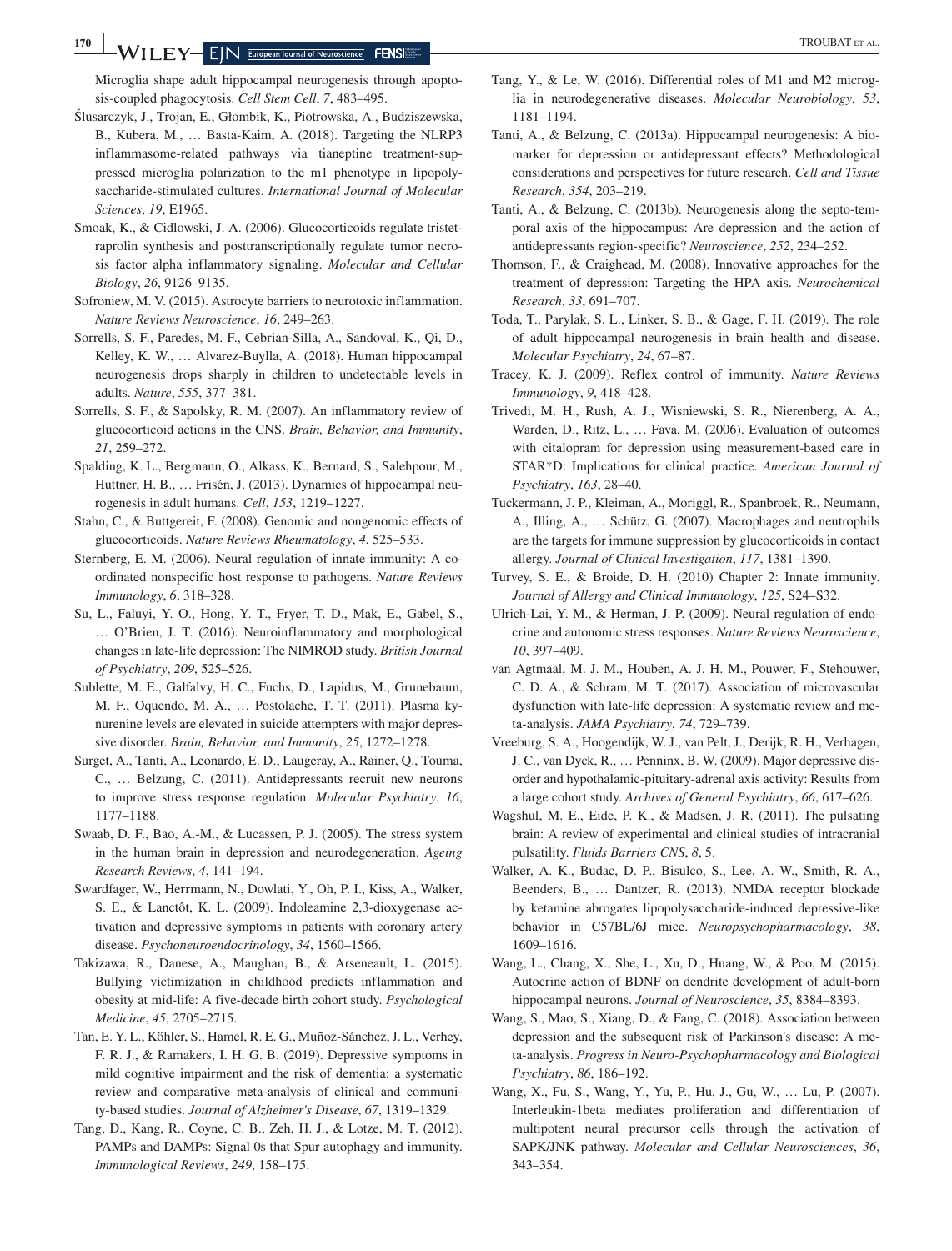Microglia shape adult hippocampal neurogenesis through apoptosis-coupled phagocytosis. *Cell Stem Cell*, *7*, 483–495.

Ślusarczyk, J., Trojan, E., Głombik, K., Piotrowska, A., Budziszewska, B., Kubera, M., … Basta-Kaim, A. (2018). Targeting the NLRP3 inflammasome-related pathways via tianeptine treatment-suppressed microglia polarization to the m1 phenotype in lipopolysaccharide-stimulated cultures. *International Journal of Molecular Sciences*, *19*, E1965.

Smoak, K., & Cidlowski, J. A. (2006). Glucocorticoids regulate tristetraprolin synthesis and posttranscriptionally regulate tumor necrosis factor alpha inflammatory signaling. *Molecular and Cellular Biology*, *26*, 9126–9135.

Sofroniew, M. V. (2015). Astrocyte barriers to neurotoxic inflammation. *Nature Reviews Neuroscience*, *16*, 249–263.

Sorrells, S. F., Paredes, M. F., Cebrian-Silla, A., Sandoval, K., Qi, D., Kelley, K. W., … Alvarez-Buylla, A. (2018). Human hippocampal neurogenesis drops sharply in children to undetectable levels in adults. *Nature*, *555*, 377–381.

Sorrells, S. F., & Sapolsky, R. M. (2007). An inflammatory review of glucocorticoid actions in the CNS. *Brain, Behavior, and Immunity*, *21*, 259–272.

Spalding, K. L., Bergmann, O., Alkass, K., Bernard, S., Salehpour, M., Huttner, H. B., … Frisén, J. (2013). Dynamics of hippocampal neurogenesis in adult humans. *Cell*, *153*, 1219–1227.

Stahn, C., & Buttgereit, F. (2008). Genomic and nongenomic effects of glucocorticoids. *Nature Reviews Rheumatology*, *4*, 525–533.

Sternberg, E. M. (2006). Neural regulation of innate immunity: A coordinated nonspecific host response to pathogens. *Nature Reviews Immunology*, *6*, 318–328.

Su, L., Faluyi, Y. O., Hong, Y. T., Fryer, T. D., Mak, E., Gabel, S., … O'Brien, J. T. (2016). Neuroinflammatory and morphological changes in late-life depression: The NIMROD study. *British Journal of Psychiatry*, *209*, 525–526.

Sublette, M. E., Galfalvy, H. C., Fuchs, D., Lapidus, M., Grunebaum, M. F., Oquendo, M. A., … Postolache, T. T. (2011). Plasma kynurenine levels are elevated in suicide attempters with major depressive disorder. *Brain, Behavior, and Immunity*, *25*, 1272–1278.

Surget, A., Tanti, A., Leonardo, E. D., Laugeray, A., Rainer, Q., Touma, C., … Belzung, C. (2011). Antidepressants recruit new neurons to improve stress response regulation. *Molecular Psychiatry*, *16*, 1177–1188.

Swaab, D. F., Bao, A.-M., & Lucassen, P. J. (2005). The stress system in the human brain in depression and neurodegeneration. *Ageing Research Reviews*, *4*, 141–194.

Swardfager, W., Herrmann, N., Dowlati, Y., Oh, P. I., Kiss, A., Walker, S. E., & Lanctôt, K. L. (2009). Indoleamine 2,3-dioxygenase activation and depressive symptoms in patients with coronary artery disease. *Psychoneuroendocrinology*, *34*, 1560–1566.

Takizawa, R., Danese, A., Maughan, B., & Arseneault, L. (2015). Bullying victimization in childhood predicts inflammation and obesity at mid-life: A five-decade birth cohort study. *Psychological Medicine*, *45*, 2705–2715.

Tan, E. Y. L., Köhler, S., Hamel, R. E. G., Muñoz-Sánchez, J. L., Verhey, F. R. J., & Ramakers, I. H. G. B. (2019). Depressive symptoms in mild cognitive impairment and the risk of dementia: a systematic review and comparative meta-analysis of clinical and community-based studies. *Journal of Alzheimer's Disease*, *67*, 1319–1329.

Tang, D., Kang, R., Coyne, C. B., Zeh, H. J., & Lotze, M. T. (2012). PAMPs and DAMPs: Signal 0s that Spur autophagy and immunity. *Immunological Reviews*, *249*, 158–175.

Tang, Y., & Le, W. (2016). Differential roles of M1 and M2 microglia in neurodegenerative diseases. *Molecular Neurobiology*, *53*, 1181–1194.

Tanti, A., & Belzung, C. (2013a). Hippocampal neurogenesis: A biomarker for depression or antidepressant effects? Methodological considerations and perspectives for future research. *Cell and Tissue Research*, *354*, 203–219.

Tanti, A., & Belzung, C. (2013b). Neurogenesis along the septo-temporal axis of the hippocampus: Are depression and the action of antidepressants region-specific? *Neuroscience*, *252*, 234–252.

Thomson, F., & Craighead, M. (2008). Innovative approaches for the treatment of depression: Targeting the HPA axis. *Neurochemical Research*, *33*, 691–707.

Toda, T., Parylak, S. L., Linker, S. B., & Gage, F. H. (2019). The role of adult hippocampal neurogenesis in brain health and disease. *Molecular Psychiatry*, *24*, 67–87.

Tracey, K. J. (2009). Reflex control of immunity. *Nature Reviews Immunology*, *9*, 418–428.

Trivedi, M. H., Rush, A. J., Wisniewski, S. R., Nierenberg, A. A., Warden, D., Ritz, L., … Fava, M. (2006). Evaluation of outcomes with citalopram for depression using measurement-based care in STAR*D: Implications for clinical practice. *American Journal of Psychiatry*, *163*, 28–40.

Tuckermann, J. P., Kleiman, A., Moriggl, R., Spanbroek, R., Neumann, A., Illing, A., … Schütz, G. (2007). Macrophages and neutrophils are the targets for immune suppression by glucocorticoids in contact allergy. *Journal of Clinical Investigation*, *117*, 1381–1390.

Turvey, S. E., & Broide, D. H. (2010) Chapter 2: Innate immunity. *Journal of Allergy and Clinical Immunology*, *125*, S24–S32.

Ulrich-Lai, Y. M., & Herman, J. P. (2009). Neural regulation of endocrine and autonomic stress responses. *Nature Reviews Neuroscience*, *10*, 397–409.

van Agtmaal, M. J. M., Houben, A. J. H. M., Pouwer, F., Stehouwer, C. D. A., & Schram, M. T. (2017). Association of microvascular dysfunction with late-life depression: A systematic review and meta-analysis. *JAMA Psychiatry*, *74*, 729–739.

Vreeburg, S. A., Hoogendijk, W. J., van Pelt, J., Derijk, R. H., Verhagen, J. C., van Dyck, R., … Penninx, B. W. (2009). Major depressive disorder and hypothalamic-pituitary-adrenal axis activity: Results from a large cohort study. *Archives of General Psychiatry*, *66*, 617–626.

Wagshul, M. E., Eide, P. K., & Madsen, J. R. (2011). The pulsating brain: A review of experimental and clinical studies of intracranial pulsatility. *Fluids Barriers CNS*, *8*, 5.

Walker, A. K., Budac, D. P., Bisulco, S., Lee, A. W., Smith, R. A., Beenders, B., … Dantzer, R. (2013). NMDA receptor blockade by ketamine abrogates lipopolysaccharide-induced depressive-like behavior in C57BL/6J mice. *Neuropsychopharmacology*, *38*, 1609–1616.

Wang, L., Chang, X., She, L., Xu, D., Huang, W., & Poo, M. (2015). Autocrine action of BDNF on dendrite development of adult-born hippocampal neurons. *Journal of Neuroscience*, *35*, 8384–8393.

Wang, S., Mao, S., Xiang, D., & Fang, C. (2018). Association between depression and the subsequent risk of Parkinson's disease: A meta-analysis. *Progress in Neuro-Psychopharmacology and Biological Psychiatry*, *86*, 186–192.

Wang, X., Fu, S., Wang, Y., Yu, P., Hu, J., Gu, W., … Lu, P. (2007). Interleukin-1beta mediates proliferation and differentiation of multipotent neural precursor cells through the activation of SAPK/JNK pathway. *Molecular and Cellular Neurosciences*, *36*, 343–354.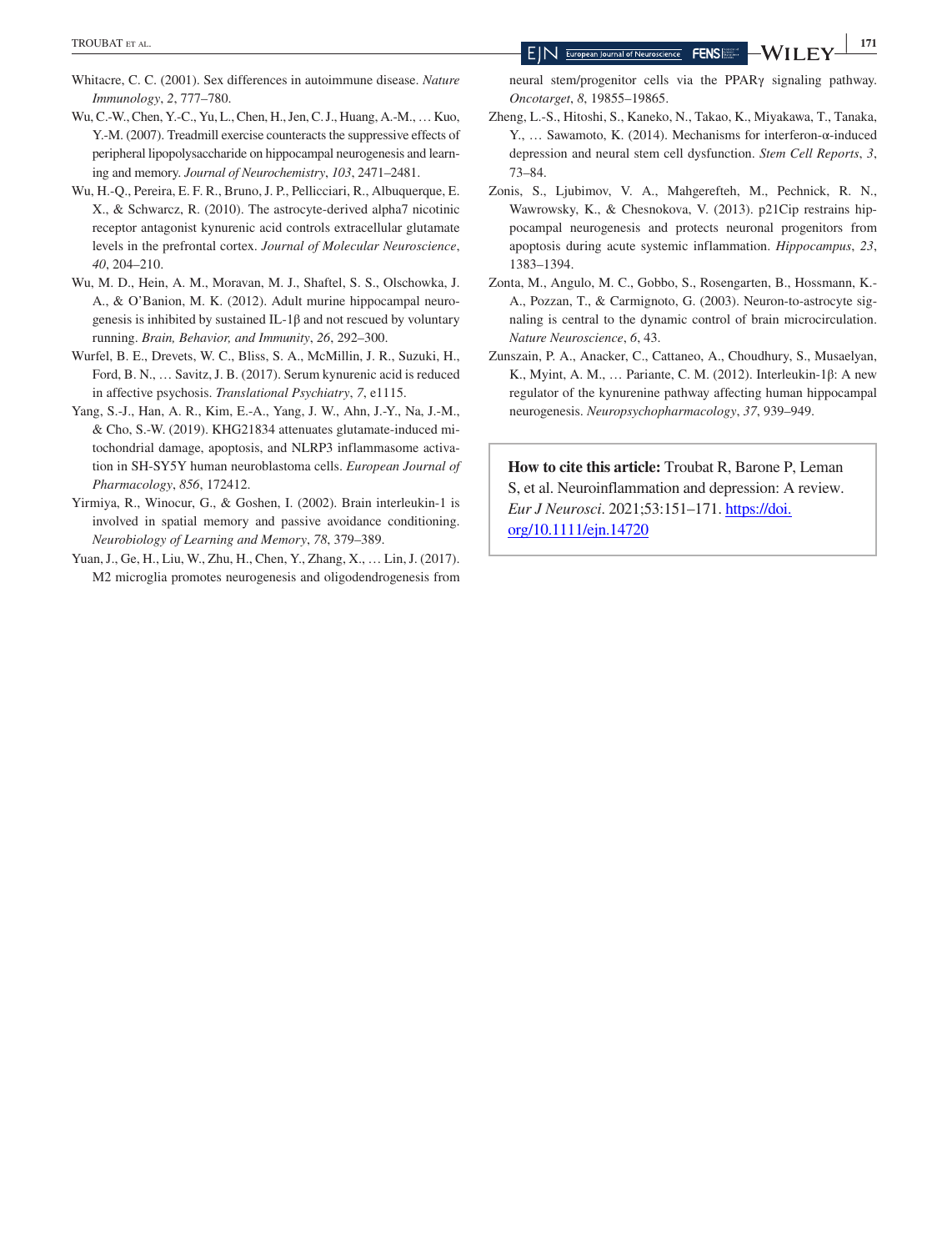Whitacre, C. C. (2001). Sex differences in autoimmune disease. *Nature Immunology*, *2*, 777–780.

Wu, C.-W., Chen, Y.-C., Yu, L., Chen, H., Jen, C. J., Huang, A.-M., … Kuo, Y.-M. (2007). Treadmill exercise counteracts the suppressive effects of peripheral lipopolysaccharide on hippocampal neurogenesis and learning and memory. *Journal of Neurochemistry*, *103*, 2471–2481.

Wu, H.-Q., Pereira, E. F. R., Bruno, J. P., Pellicciari, R., Albuquerque, E. X., & Schwarcz, R. (2010). The astrocyte-derived alpha7 nicotinic receptor antagonist kynurenic acid controls extracellular glutamate levels in the prefrontal cortex. *Journal of Molecular Neuroscience*, *40*, 204–210.

Wu, M. D., Hein, A. M., Moravan, M. J., Shaftel, S. S., Olschowka, J. A., & O'Banion, M. K. (2012). Adult murine hippocampal neurogenesis is inhibited by sustained IL-1β and not rescued by voluntary running. *Brain, Behavior, and Immunity*, *26*, 292–300.

Wurfel, B. E., Drevets, W. C., Bliss, S. A., McMillin, J. R., Suzuki, H., Ford, B. N., … Savitz, J. B. (2017). Serum kynurenic acid is reduced in affective psychosis. *Translational Psychiatry*, *7*, e1115.

Yang, S.-J., Han, A. R., Kim, E.-A., Yang, J. W., Ahn, J.-Y., Na, J.-M., & Cho, S.-W. (2019). KHG21834 attenuates glutamate-induced mitochondrial damage, apoptosis, and NLRP3 inflammasome activation in SH-SY5Y human neuroblastoma cells. *European Journal of Pharmacology*, *856*, 172412.

Yirmiya, R., Winocur, G., & Goshen, I. (2002). Brain interleukin-1 is involved in spatial memory and passive avoidance conditioning. *Neurobiology of Learning and Memory*, *78*, 379–389.

Yuan, J., Ge, H., Liu, W., Zhu, H., Chen, Y., Zhang, X., … Lin, J. (2017). M2 microglia promotes neurogenesis and oligodendrogenesis from neural stem/progenitor cells via the PPARγ signaling pathway. *Oncotarget*, *8*, 19855–19865.

Zheng, L.-S., Hitoshi, S., Kaneko, N., Takao, K., Miyakawa, T., Tanaka, Y., … Sawamoto, K. (2014). Mechanisms for interferon-α-induced depression and neural stem cell dysfunction. *Stem Cell Reports*, *3*, 73–84.

Zonis, S., Ljubimov, V. A., Mahgerefteh, M., Pechnick, R. N., Wawrowsky, K., & Chesnokova, V. (2013). p21Cip restrains hippocampal neurogenesis and protects neuronal progenitors from apoptosis during acute systemic inflammation. *Hippocampus*, *23*, 1383–1394.

Zonta, M., Angulo, M. C., Gobbo, S., Rosengarten, B., Hossmann, K.-A., Pozzan, T., & Carmignoto, G. (2003). Neuron-to-astrocyte signaling is central to the dynamic control of brain microcirculation. *Nature Neuroscience*, *6*, 43.

Zunszain, P. A., Anacker, C., Cattaneo, A., Choudhury, S., Musaelyan, K., Myint, A. M., … Pariante, C. M. (2012). Interleukin-1β: A new regulator of the kynurenine pathway affecting human hippocampal neurogenesis. *Neuropsychopharmacology*, *37*, 939–949.

**How to cite this article:** Troubat R, Barone P, Leman S, et al. Neuroinflammation and depression: A review. *Eur J Neurosci*. 2021;53:151–171. https://doi.org/10.1111/ejn.14720